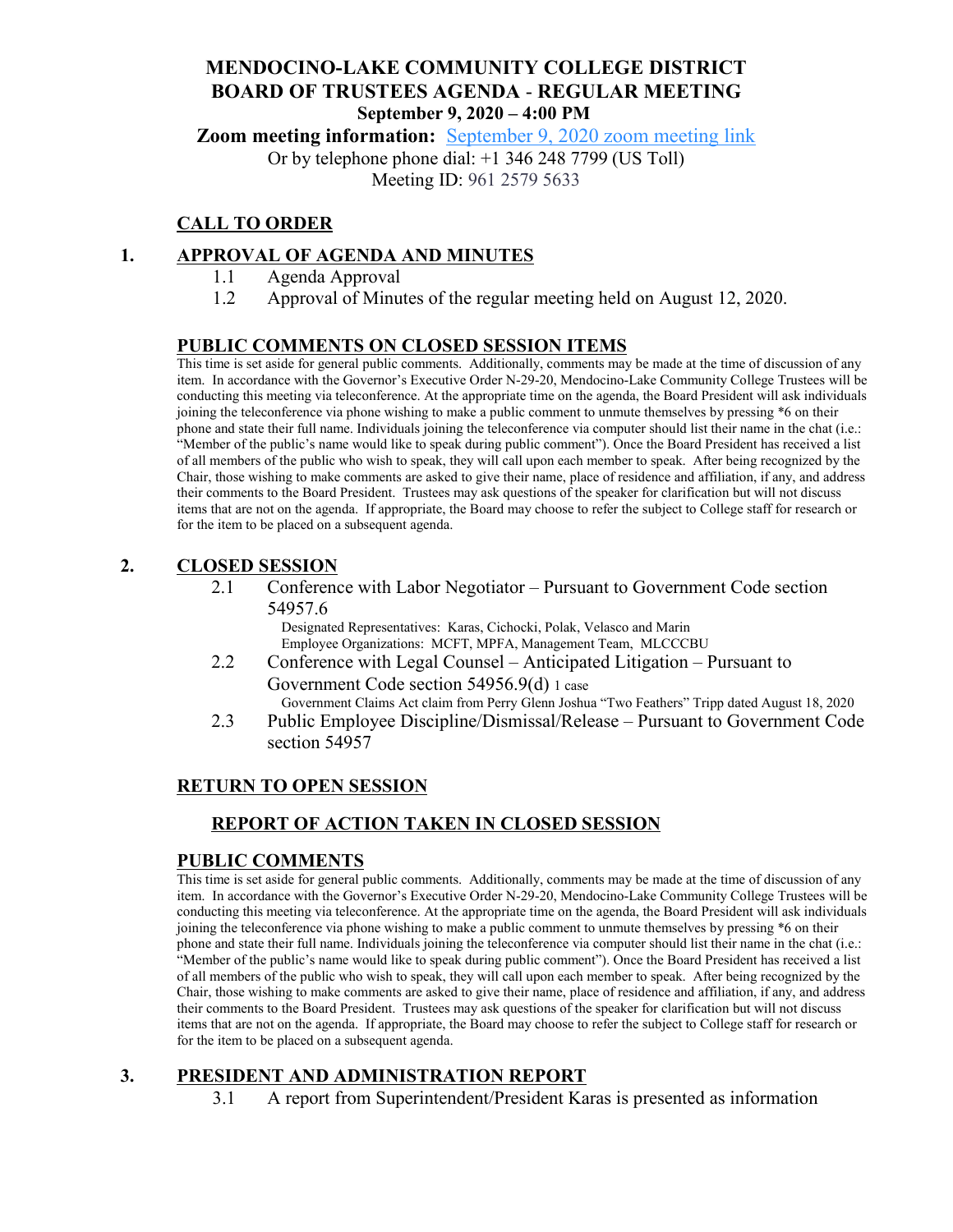# MENDOCINO-LAKE COMMUNITY COLLEGE DISTRICT
# BOARD OF TRUSTEES AGENDA - REGULAR MEETING
### September 9, 2020 – 4:00 PM

**Zoom meeting information:** September 9, 2020 zoom meeting link

Or by telephone phone dial: +1 346 248 7799 (US Toll)

Meeting ID: 961 2579 5633

## CALL TO ORDER

## 1. APPROVAL OF AGENDA AND MINUTES

1.1 Agenda Approval

1.2 Approval of Minutes of the regular meeting held on August 12, 2020.

## PUBLIC COMMENTS ON CLOSED SESSION ITEMS

This time is set aside for general public comments. Additionally, comments may be made at the time of discussion of any item. In accordance with the Governor's Executive Order N-29-20, Mendocino-Lake Community College Trustees will be conducting this meeting via teleconference. At the appropriate time on the agenda, the Board President will ask individuals joining the teleconference via phone wishing to make a public comment to unmute themselves by pressing *6 on their phone and state their full name. Individuals joining the teleconference via computer should list their name in the chat (i.e.: "Member of the public's name would like to speak during public comment"). Once the Board President has received a list of all members of the public who wish to speak, they will call upon each member to speak. After being recognized by the Chair, those wishing to make comments are asked to give their name, place of residence and affiliation, if any, and address their comments to the Board President. Trustees may ask questions of the speaker for clarification but will not discuss items that are not on the agenda. If appropriate, the Board may choose to refer the subject to College staff for research or for the item to be placed on a subsequent agenda.

## 2. CLOSED SESSION

2.1 Conference with Labor Negotiator – Pursuant to Government Code section 54957.6

Designated Representatives: Karas, Cichocki, Polak, Velasco and Marin

Employee Organizations: MCFT, MPFA, Management Team, MLCCCBU

2.2 Conference with Legal Counsel – Anticipated Litigation – Pursuant to Government Code section 54956.9(d) 1 case

Government Claims Act claim from Perry Glenn Joshua "Two Feathers" Tripp dated August 18, 2020

2.3 Public Employee Discipline/Dismissal/Release – Pursuant to Government Code section 54957

## RETURN TO OPEN SESSION

### REPORT OF ACTION TAKEN IN CLOSED SESSION

## PUBLIC COMMENTS

This time is set aside for general public comments. Additionally, comments may be made at the time of discussion of any item. In accordance with the Governor's Executive Order N-29-20, Mendocino-Lake Community College Trustees will be conducting this meeting via teleconference. At the appropriate time on the agenda, the Board President will ask individuals joining the teleconference via phone wishing to make a public comment to unmute themselves by pressing *6 on their phone and state their full name. Individuals joining the teleconference via computer should list their name in the chat (i.e.: "Member of the public's name would like to speak during public comment"). Once the Board President has received a list of all members of the public who wish to speak, they will call upon each member to speak. After being recognized by the Chair, those wishing to make comments are asked to give their name, place of residence and affiliation, if any, and address their comments to the Board President. Trustees may ask questions of the speaker for clarification but will not discuss items that are not on the agenda. If appropriate, the Board may choose to refer the subject to College staff for research or for the item to be placed on a subsequent agenda.

## 3. PRESIDENT AND ADMINISTRATION REPORT

3.1 A report from Superintendent/President Karas is presented as information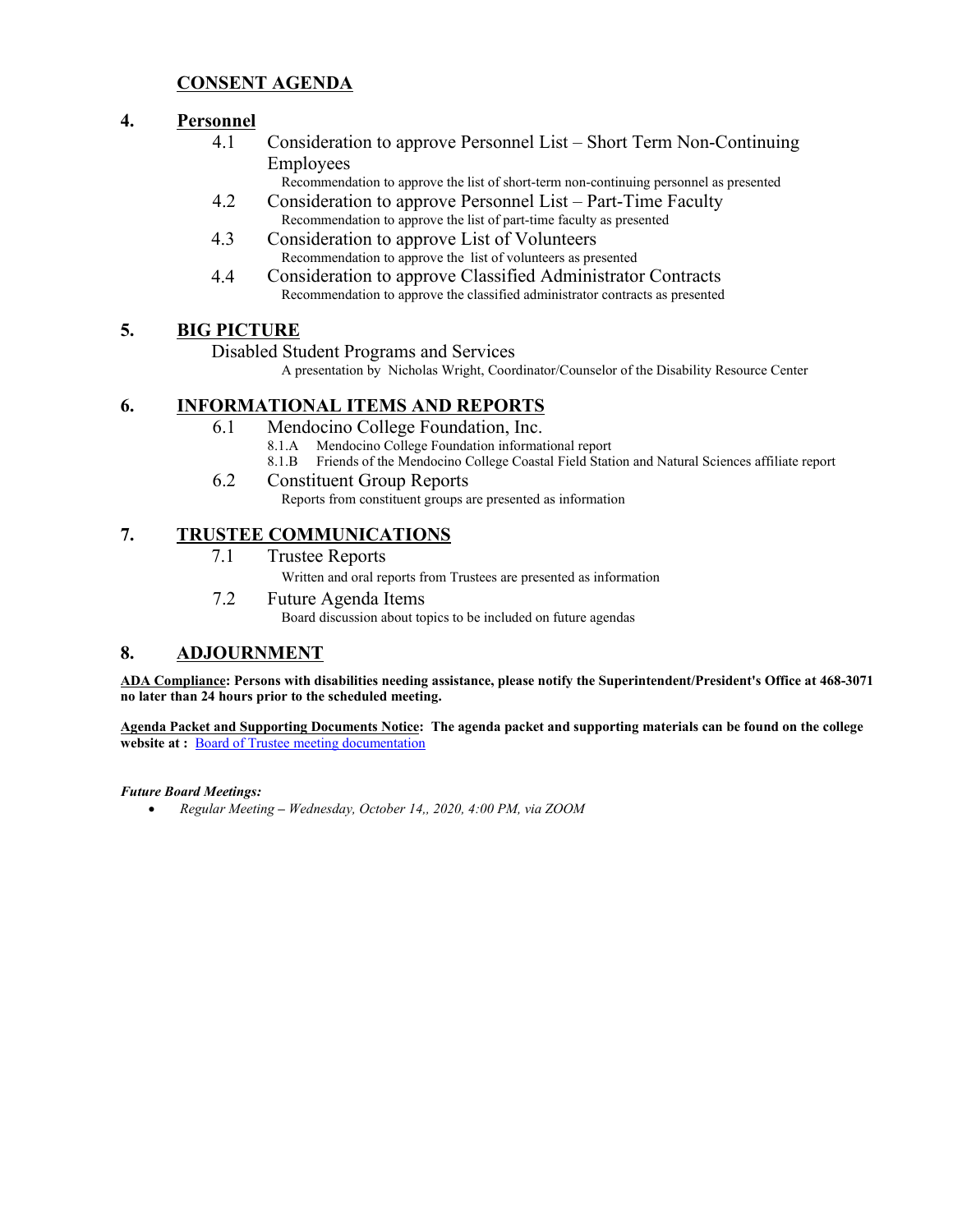## CONSENT AGENDA

### 4. Personnel

- 4.1 Consideration to approve Personnel List – Short Term Non-Continuing Employees
  - Recommendation to approve the list of short-term non-continuing personnel as presented
- 4.2 Consideration to approve Personnel List – Part-Time Faculty
  - Recommendation to approve the list of part-time faculty as presented
- 4.3 Consideration to approve List of Volunteers
  - Recommendation to approve the list of volunteers as presented
- 4.4 Consideration to approve Classified Administrator Contracts
  - Recommendation to approve the classified administrator contracts as presented

### 5. BIG PICTURE

Disabled Student Programs and Services

A presentation by Nicholas Wright, Coordinator/Counselor of the Disability Resource Center

### 6. INFORMATIONAL ITEMS AND REPORTS

- 6.1 Mendocino College Foundation, Inc.
  - 8.1.A Mendocino College Foundation informational report
  - 8.1.B Friends of the Mendocino College Coastal Field Station and Natural Sciences affiliate report
- 6.2 Constituent Group Reports
  - Reports from constituent groups are presented as information

### 7. TRUSTEE COMMUNICATIONS

- 7.1 Trustee Reports
  - Written and oral reports from Trustees are presented as information
- 7.2 Future Agenda Items
  - Board discussion about topics to be included on future agendas

### 8. ADJOURNMENT

**ADA Compliance: Persons with disabilities needing assistance, please notify the Superintendent/President's Office at 468-3071 no later than 24 hours prior to the scheduled meeting.**

**Agenda Packet and Supporting Documents Notice: The agenda packet and supporting materials can be found on the college website at :** Board of Trustee meeting documentation

***Future Board Meetings:***

- *Regular Meeting – Wednesday, October 14,, 2020, 4:00 PM, via ZOOM*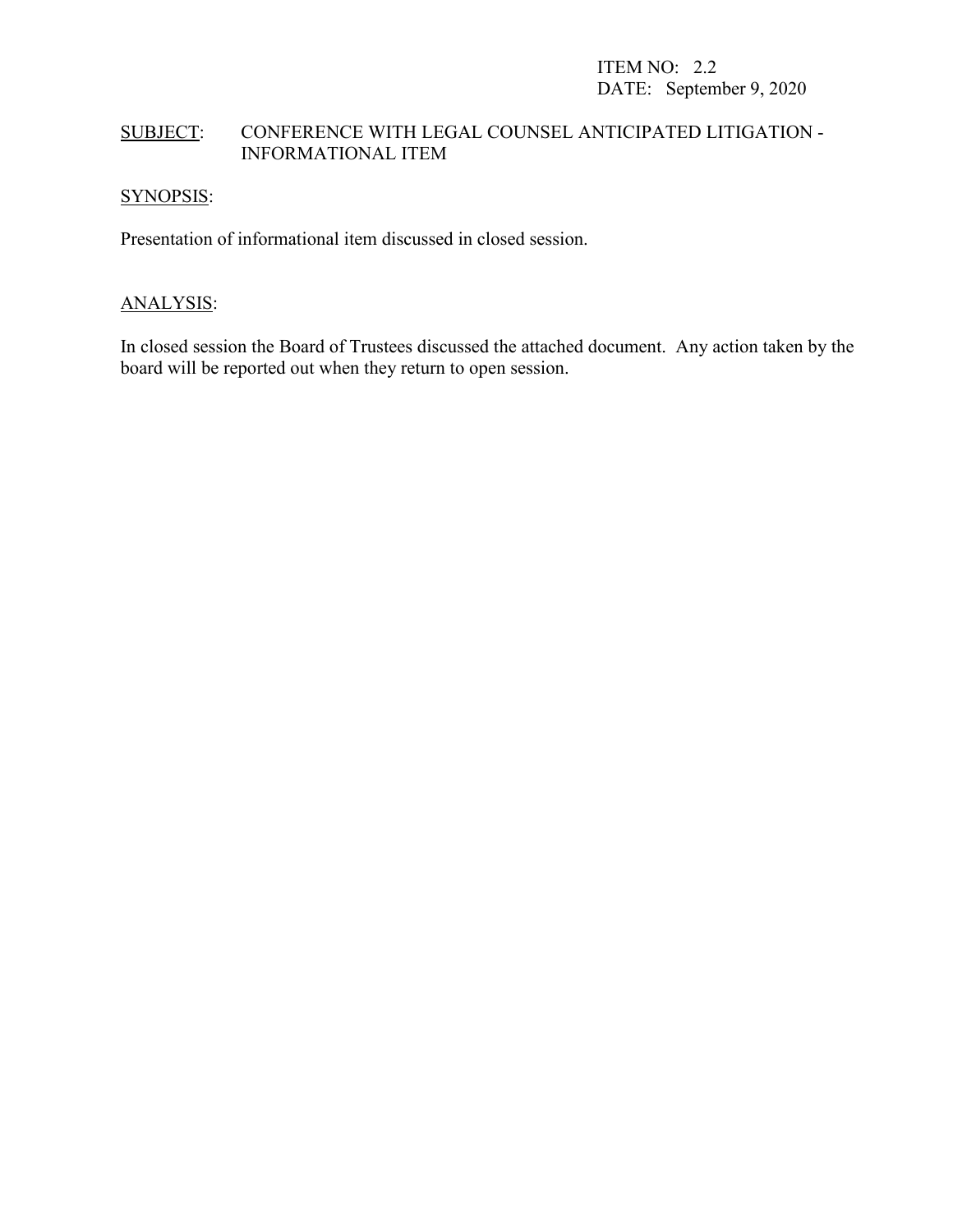ITEM NO: 2.2
DATE: September 9, 2020

SUBJECT: CONFERENCE WITH LEGAL COUNSEL ANTICIPATED LITIGATION - INFORMATIONAL ITEM

SYNOPSIS:

Presentation of informational item discussed in closed session.

ANALYSIS:

In closed session the Board of Trustees discussed the attached document. Any action taken by the board will be reported out when they return to open session.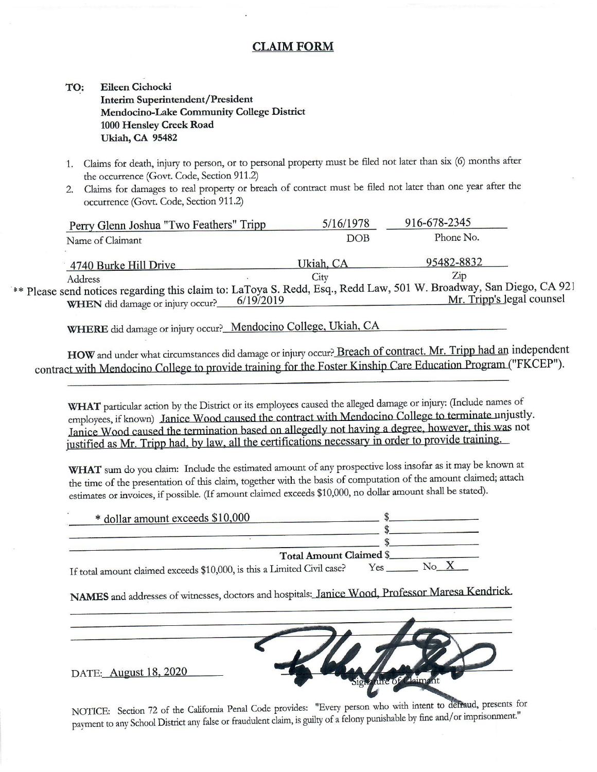# CLAIM FORM

**TO:** **Eileen Cichocki**
**Interim Superintendent/President**
**Mendocino-Lake Community College District**
**1000 Hensley Creek Road**
**Ukiah, CA 95482**

1. Claims for death, injury to person, or to personal property must be filed not later than six (6) months after the occurrence (Govt. Code, Section 911.2)
2. Claims for damages to real property or breach of contract must be filed not later than one year after the occurrence (Govt. Code, Section 911.2)

| Perry Glenn Joshua "Two Feathers" Tripp | 5/16/1978 | 916-678-2345 |
|---|---|---|
| Name of Claimant | DOB | Phone No. |
| 4740 Burke Hill Drive | Ukiah, CA | 95482-8832 |
| Address | City | Zip |

** Please send notices regarding this claim to: LaToya S. Redd, Esq., Redd Law, 501 W. Broadway, San Diego, CA 921 Mr. Tripp's legal counsel

**WHEN** did damage or injury occur? 6/19/2019

**WHERE** did damage or injury occur? Mendocino College, Ukiah, CA

**HOW** and under what circumstances did damage or injury occur? Breach of contract. Mr. Tripp had an independent contract with Mendocino College to provide training for the Foster Kinship Care Education Program ("FKCEP").

**WHAT** particular action by the District or its employees caused the alleged damage or injury: (Include names of employees, if known) Janice Wood caused the contract with Mendocino College to terminate unjustly. Janice Wood caused the termination based on allegedly not having a degree, however, this was not justified as Mr. Tripp had, by law, all the certifications necessary in order to provide training.

**WHAT** sum do you claim: Include the estimated amount of any prospective loss insofar as it may be known at the time of the presentation of this claim, together with the basis of computation of the amount claimed; attach estimates or invoices, if possible. (If amount claimed exceeds $10,000, no dollar amount shall be stated).

* dollar amount exceeds $10,000 $\_\_\_\_\_\_\_\_
$\_\_\_\_\_\_\_\_
$\_\_\_\_\_\_\_\_

**Total Amount Claimed** $\_\_\_\_\_\_\_\_

If total amount claimed exceeds $10,000, is this a Limited Civil case? Yes \_\_\_\_ No X

**NAMES** and addresses of witnesses, doctors and hospitals: Janice Wood, Professor Maresa Kendrick.

DATE: August 18, 2020

[Signature]
Signature of Claimant

NOTICE: Section 72 of the California Penal Code provides: "Every person who with intent to defraud, presents for payment to any School District any false or fraudulent claim, is guilty of a felony punishable by fine and/or imprisonment."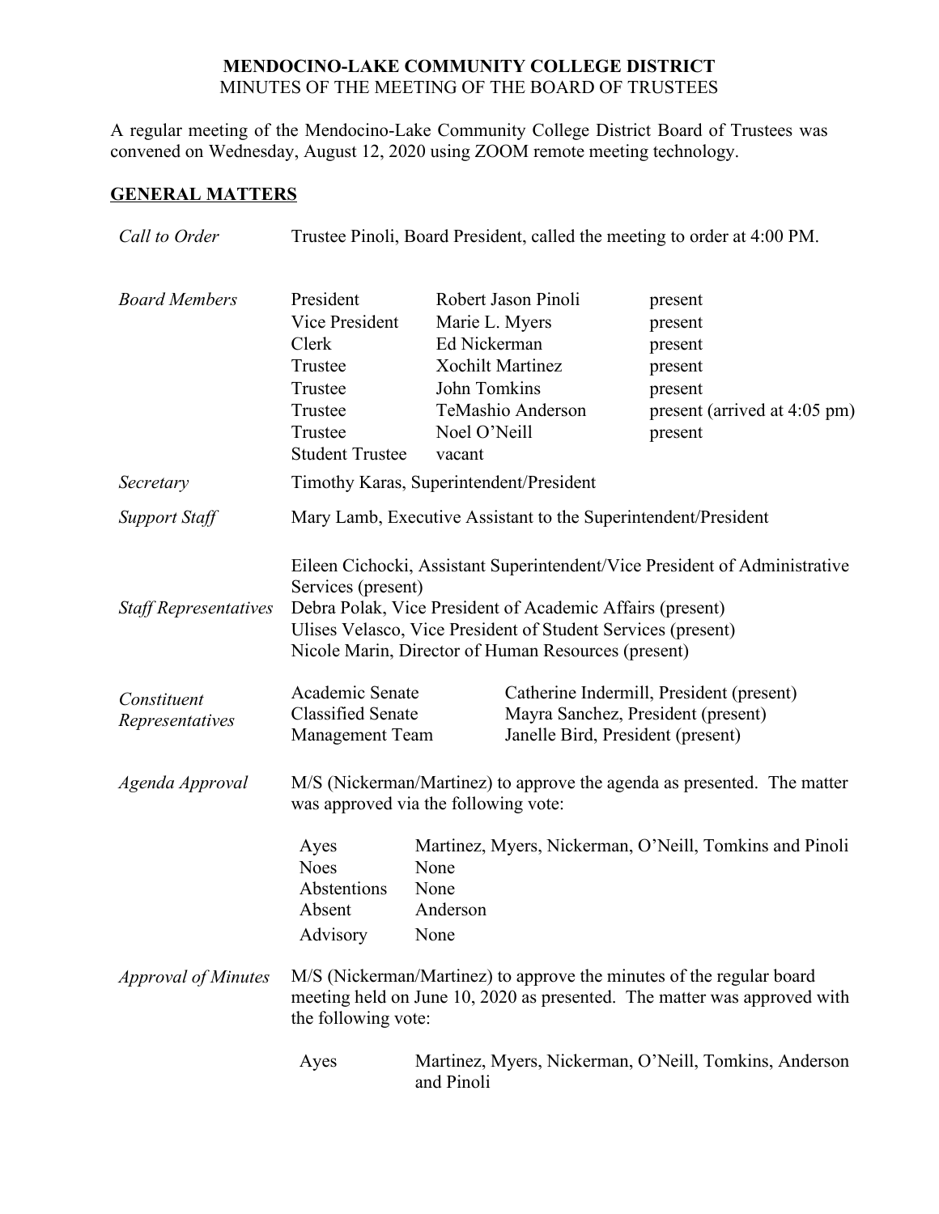**MENDOCINO-LAKE COMMUNITY COLLEGE DISTRICT**
MINUTES OF THE MEETING OF THE BOARD OF TRUSTEES

A regular meeting of the Mendocino-Lake Community College District Board of Trustees was convened on Wednesday, August 12, 2020 using ZOOM remote meeting technology.

## GENERAL MATTERS

*Call to Order* Trustee Pinoli, Board President, called the meeting to order at 4:00 PM.

*Board Members*

| | | |
|---|---|---|
| President | Robert Jason Pinoli | present |
| Vice President | Marie L. Myers | present |
| Clerk | Ed Nickerman | present |
| Trustee | Xochilt Martinez | present |
| Trustee | John Tomkins | present |
| Trustee | TeMashio Anderson | present (arrived at 4:05 pm) |
| Trustee | Noel O'Neill | present |
| Student Trustee | vacant | |

*Secretary* Timothy Karas, Superintendent/President

*Support Staff* Mary Lamb, Executive Assistant to the Superintendent/President

*Staff Representatives*
Eileen Cichocki, Assistant Superintendent/Vice President of Administrative Services (present)
Debra Polak, Vice President of Academic Affairs (present)
Ulises Velasco, Vice President of Student Services (present)
Nicole Marin, Director of Human Resources (present)

*Constituent Representatives*

| | |
|---|---|
| Academic Senate | Catherine Indermill, President (present) |
| Classified Senate | Mayra Sanchez, President (present) |
| Management Team | Janelle Bird, President (present) |

*Agenda Approval* M/S (Nickerman/Martinez) to approve the agenda as presented. The matter was approved via the following vote:

| | |
|---|---|
| Ayes | Martinez, Myers, Nickerman, O'Neill, Tomkins and Pinoli |
| Noes | None |
| Abstentions | None |
| Absent | Anderson |
| Advisory | None |

*Approval of Minutes* M/S (Nickerman/Martinez) to approve the minutes of the regular board meeting held on June 10, 2020 as presented. The matter was approved with the following vote:

| | |
|---|---|
| Ayes | Martinez, Myers, Nickerman, O'Neill, Tomkins, Anderson and Pinoli |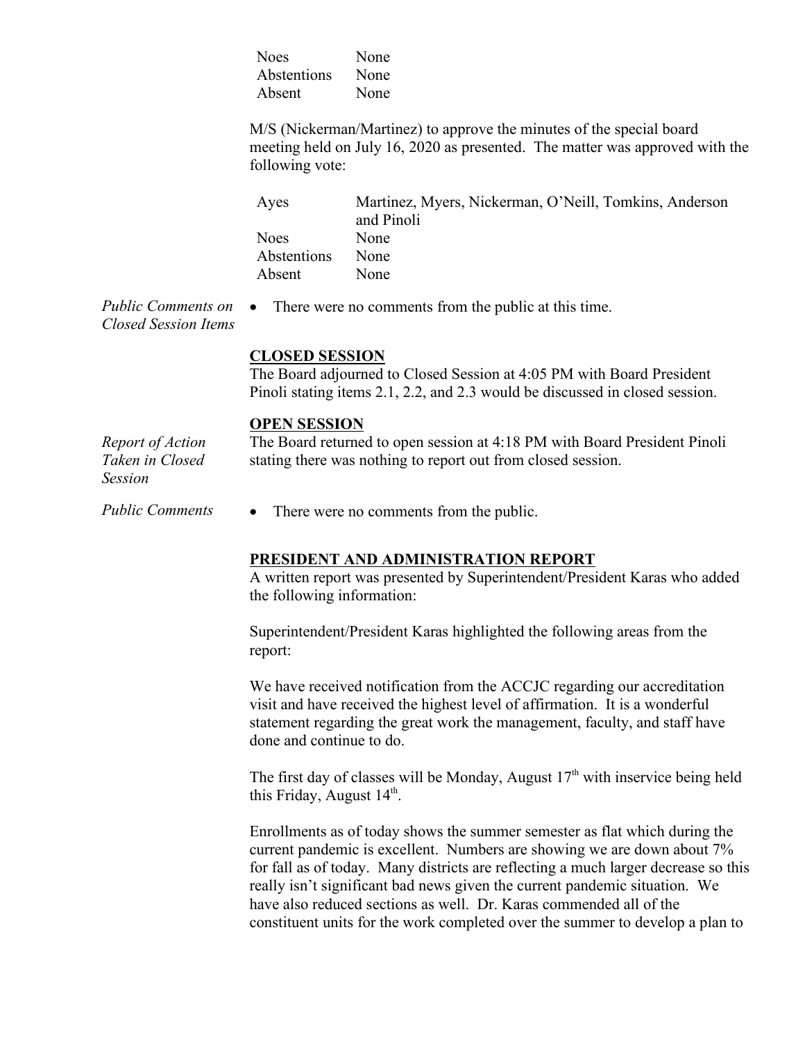| | |
|---|---|
| Noes | None |
| Abstentions | None |
| Absent | None |

M/S (Nickerman/Martinez) to approve the minutes of the special board meeting held on July 16, 2020 as presented. The matter was approved with the following vote:

| | |
|---|---|
| Ayes | Martinez, Myers, Nickerman, O'Neill, Tomkins, Anderson and Pinoli |
| Noes | None |
| Abstentions | None |
| Absent | None |

*Public Comments on Closed Session Items*

- There were no comments from the public at this time.

**CLOSED SESSION**

The Board adjourned to Closed Session at 4:05 PM with Board President Pinoli stating items 2.1, 2.2, and 2.3 would be discussed in closed session.

**OPEN SESSION**

*Report of Action Taken in Closed Session*

The Board returned to open session at 4:18 PM with Board President Pinoli stating there was nothing to report out from closed session.

*Public Comments*

- There were no comments from the public.

**PRESIDENT AND ADMINISTRATION REPORT**

A written report was presented by Superintendent/President Karas who added the following information:

Superintendent/President Karas highlighted the following areas from the report:

We have received notification from the ACCJC regarding our accreditation visit and have received the highest level of affirmation. It is a wonderful statement regarding the great work the management, faculty, and staff have done and continue to do.

The first day of classes will be Monday, August 17th with inservice being held this Friday, August 14th.

Enrollments as of today shows the summer semester as flat which during the current pandemic is excellent. Numbers are showing we are down about 7% for fall as of today. Many districts are reflecting a much larger decrease so this really isn't significant bad news given the current pandemic situation. We have also reduced sections as well. Dr. Karas commended all of the constituent units for the work completed over the summer to develop a plan to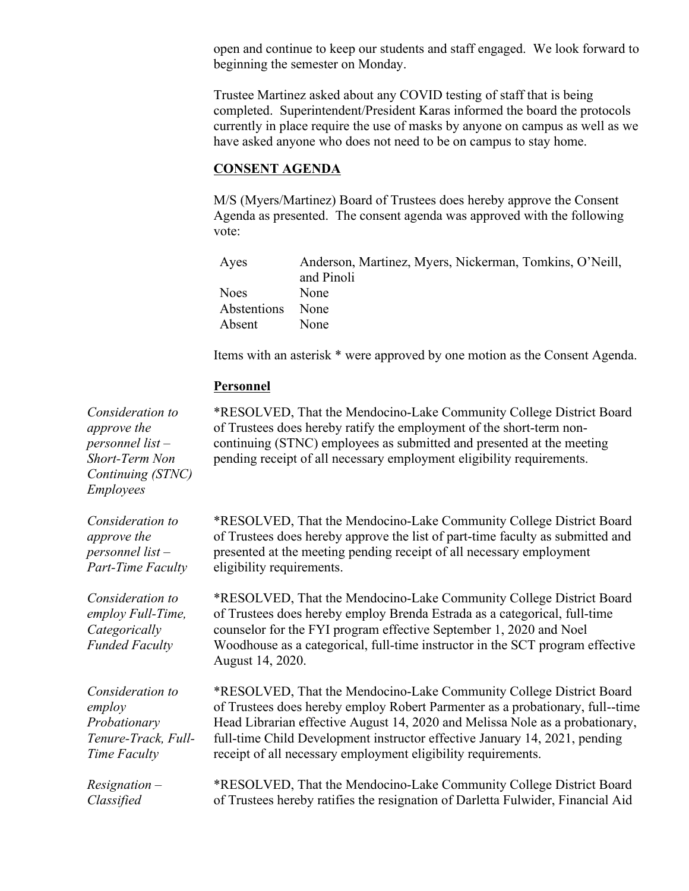open and continue to keep our students and staff engaged. We look forward to beginning the semester on Monday.

Trustee Martinez asked about any COVID testing of staff that is being completed. Superintendent/President Karas informed the board the protocols currently in place require the use of masks by anyone on campus as well as we have asked anyone who does not need to be on campus to stay home.

## CONSENT AGENDA

M/S (Myers/Martinez) Board of Trustees does hereby approve the Consent Agenda as presented. The consent agenda was approved with the following vote:

| | |
|---|---|
| Ayes | Anderson, Martinez, Myers, Nickerman, Tomkins, O'Neill, and Pinoli |
| Noes | None |
| Abstentions | None |
| Absent | None |

Items with an asterisk * were approved by one motion as the Consent Agenda.

### Personnel

*Consideration to approve the personnel list – Short-Term Non Continuing (STNC) Employees*

*RESOLVED, That the Mendocino-Lake Community College District Board of Trustees does hereby ratify the employment of the short-term non-continuing (STNC) employees as submitted and presented at the meeting pending receipt of all necessary employment eligibility requirements.

*Consideration to approve the personnel list – Part-Time Faculty*

*RESOLVED, That the Mendocino-Lake Community College District Board of Trustees does hereby approve the list of part-time faculty as submitted and presented at the meeting pending receipt of all necessary employment eligibility requirements.

*Consideration to employ Full-Time, Categorically Funded Faculty*

*RESOLVED, That the Mendocino-Lake Community College District Board of Trustees does hereby employ Brenda Estrada as a categorical, full-time counselor for the FYI program effective September 1, 2020 and Noel Woodhouse as a categorical, full-time instructor in the SCT program effective August 14, 2020.

*Consideration to employ Probationary Tenure-Track, Full-Time Faculty*

*RESOLVED, That the Mendocino-Lake Community College District Board of Trustees does hereby employ Robert Parmenter as a probationary, full--time Head Librarian effective August 14, 2020 and Melissa Nole as a probationary, full-time Child Development instructor effective January 14, 2021, pending receipt of all necessary employment eligibility requirements.

*Resignation – Classified*

*RESOLVED, That the Mendocino-Lake Community College District Board of Trustees hereby ratifies the resignation of Darletta Fulwider, Financial Aid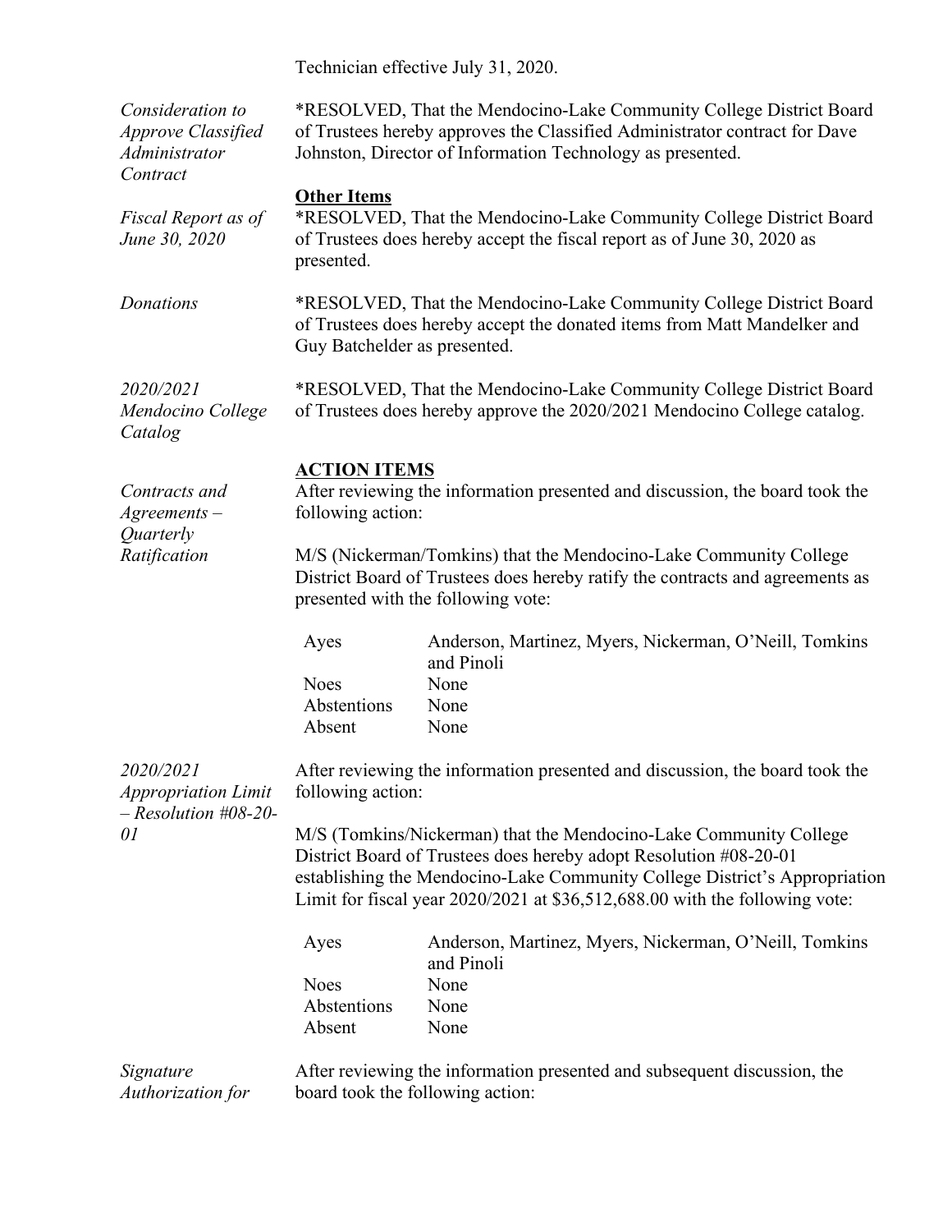Technician effective July 31, 2020.

*Consideration to Approve Classified Administrator Contract*

*RESOLVED, That the Mendocino-Lake Community College District Board of Trustees hereby approves the Classified Administrator contract for Dave Johnston, Director of Information Technology as presented.

**Other Items**

*Fiscal Report as of June 30, 2020*

*RESOLVED, That the Mendocino-Lake Community College District Board of Trustees does hereby accept the fiscal report as of June 30, 2020 as presented.

*Donations*

*RESOLVED, That the Mendocino-Lake Community College District Board of Trustees does hereby accept the donated items from Matt Mandelker and Guy Batchelder as presented.

*2020/2021 Mendocino College Catalog*

*RESOLVED, That the Mendocino-Lake Community College District Board of Trustees does hereby approve the 2020/2021 Mendocino College catalog.

**ACTION ITEMS**

*Contracts and Agreements – Quarterly Ratification*

After reviewing the information presented and discussion, the board took the following action:

M/S (Nickerman/Tomkins) that the Mendocino-Lake Community College District Board of Trustees does hereby ratify the contracts and agreements as presented with the following vote:

| | |
|---|---|
| Ayes | Anderson, Martinez, Myers, Nickerman, O'Neill, Tomkins and Pinoli |
| Noes | None |
| Abstentions | None |
| Absent | None |

*2020/2021 Appropriation Limit – Resolution #08-20-01*

After reviewing the information presented and discussion, the board took the following action:

M/S (Tomkins/Nickerman) that the Mendocino-Lake Community College District Board of Trustees does hereby adopt Resolution #08-20-01 establishing the Mendocino-Lake Community College District's Appropriation Limit for fiscal year 2020/2021 at $36,512,688.00 with the following vote:

| | |
|---|---|
| Ayes | Anderson, Martinez, Myers, Nickerman, O'Neill, Tomkins and Pinoli |
| Noes | None |
| Abstentions | None |
| Absent | None |

*Signature Authorization for*

After reviewing the information presented and subsequent discussion, the board took the following action: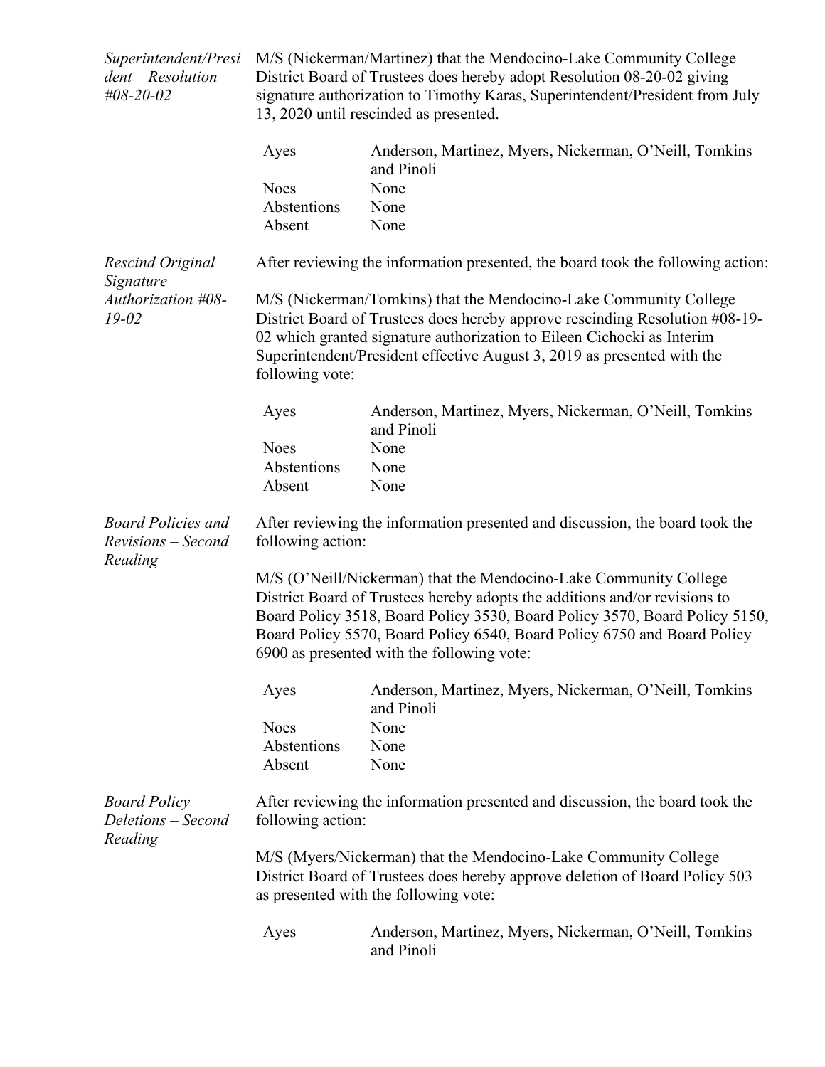*Superintendent/President – Resolution #08-20-02*

M/S (Nickerman/Martinez) that the Mendocino-Lake Community College District Board of Trustees does hereby adopt Resolution 08-20-02 giving signature authorization to Timothy Karas, Superintendent/President from July 13, 2020 until rescinded as presented.

| | |
|---|---|
| Ayes | Anderson, Martinez, Myers, Nickerman, O'Neill, Tomkins and Pinoli |
| Noes | None |
| Abstentions | None |
| Absent | None |

*Rescind Original Signature Authorization #08-19-02*

After reviewing the information presented, the board took the following action:

M/S (Nickerman/Tomkins) that the Mendocino-Lake Community College District Board of Trustees does hereby approve rescinding Resolution #08-19-02 which granted signature authorization to Eileen Cichocki as Interim Superintendent/President effective August 3, 2019 as presented with the following vote:

| | |
|---|---|
| Ayes | Anderson, Martinez, Myers, Nickerman, O'Neill, Tomkins and Pinoli |
| Noes | None |
| Abstentions | None |
| Absent | None |

*Board Policies and Revisions – Second Reading*

After reviewing the information presented and discussion, the board took the following action:

M/S (O'Neill/Nickerman) that the Mendocino-Lake Community College District Board of Trustees hereby adopts the additions and/or revisions to Board Policy 3518, Board Policy 3530, Board Policy 3570, Board Policy 5150, Board Policy 5570, Board Policy 6540, Board Policy 6750 and Board Policy 6900 as presented with the following vote:

| | |
|---|---|
| Ayes | Anderson, Martinez, Myers, Nickerman, O'Neill, Tomkins and Pinoli |
| Noes | None |
| Abstentions | None |
| Absent | None |

*Board Policy Deletions – Second Reading*

After reviewing the information presented and discussion, the board took the following action:

M/S (Myers/Nickerman) that the Mendocino-Lake Community College District Board of Trustees does hereby approve deletion of Board Policy 503 as presented with the following vote:

| | |
|---|---|
| Ayes | Anderson, Martinez, Myers, Nickerman, O'Neill, Tomkins and Pinoli |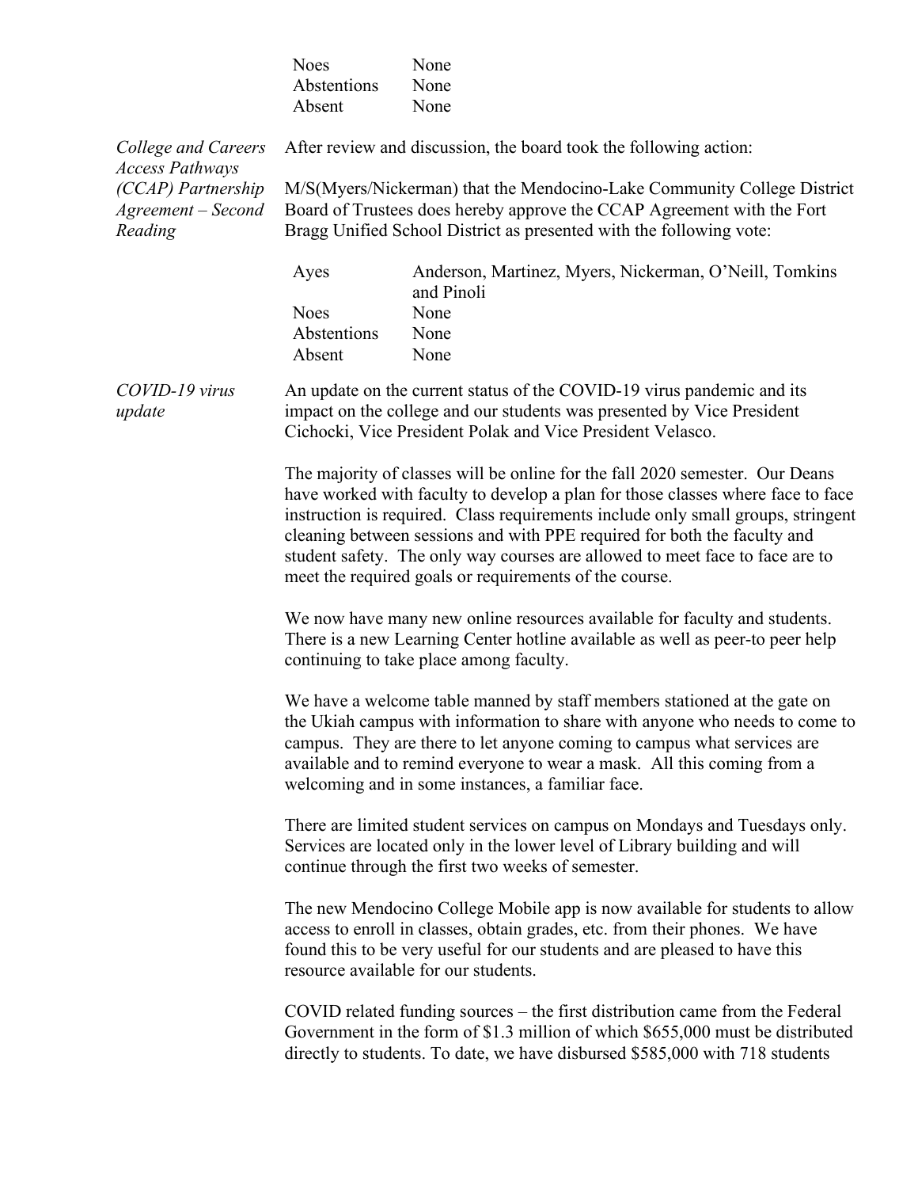| | |
|---|---|
| Noes | None |
| Abstentions | None |
| Absent | None |

*College and Careers Access Pathways (CCAP) Partnership Agreement – Second Reading*

After review and discussion, the board took the following action:

M/S(Myers/Nickerman) that the Mendocino-Lake Community College District Board of Trustees does hereby approve the CCAP Agreement with the Fort Bragg Unified School District as presented with the following vote:

| | |
|---|---|
| Ayes | Anderson, Martinez, Myers, Nickerman, O'Neill, Tomkins and Pinoli |
| Noes | None |
| Abstentions | None |
| Absent | None |

*COVID-19 virus update*

An update on the current status of the COVID-19 virus pandemic and its impact on the college and our students was presented by Vice President Cichocki, Vice President Polak and Vice President Velasco.

The majority of classes will be online for the fall 2020 semester. Our Deans have worked with faculty to develop a plan for those classes where face to face instruction is required. Class requirements include only small groups, stringent cleaning between sessions and with PPE required for both the faculty and student safety. The only way courses are allowed to meet face to face are to meet the required goals or requirements of the course.

We now have many new online resources available for faculty and students. There is a new Learning Center hotline available as well as peer-to peer help continuing to take place among faculty.

We have a welcome table manned by staff members stationed at the gate on the Ukiah campus with information to share with anyone who needs to come to campus. They are there to let anyone coming to campus what services are available and to remind everyone to wear a mask. All this coming from a welcoming and in some instances, a familiar face.

There are limited student services on campus on Mondays and Tuesdays only. Services are located only in the lower level of Library building and will continue through the first two weeks of semester.

The new Mendocino College Mobile app is now available for students to allow access to enroll in classes, obtain grades, etc. from their phones. We have found this to be very useful for our students and are pleased to have this resource available for our students.

COVID related funding sources – the first distribution came from the Federal Government in the form of \$1.3 million of which \$655,000 must be distributed directly to students. To date, we have disbursed \$585,000 with 718 students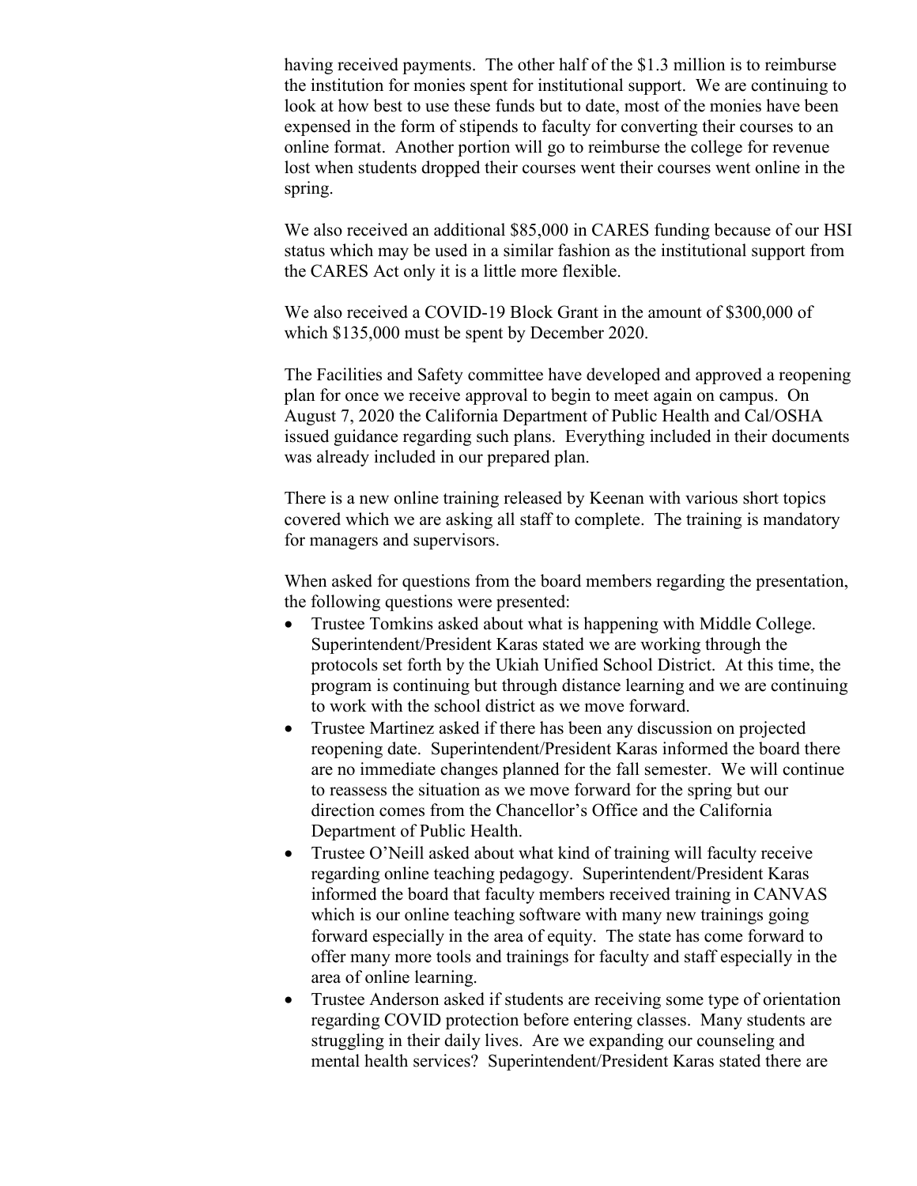having received payments. The other half of the $1.3 million is to reimburse the institution for monies spent for institutional support. We are continuing to look at how best to use these funds but to date, most of the monies have been expensed in the form of stipends to faculty for converting their courses to an online format. Another portion will go to reimburse the college for revenue lost when students dropped their courses went their courses went online in the spring.

We also received an additional $85,000 in CARES funding because of our HSI status which may be used in a similar fashion as the institutional support from the CARES Act only it is a little more flexible.

We also received a COVID-19 Block Grant in the amount of $300,000 of which $135,000 must be spent by December 2020.

The Facilities and Safety committee have developed and approved a reopening plan for once we receive approval to begin to meet again on campus. On August 7, 2020 the California Department of Public Health and Cal/OSHA issued guidance regarding such plans. Everything included in their documents was already included in our prepared plan.

There is a new online training released by Keenan with various short topics covered which we are asking all staff to complete. The training is mandatory for managers and supervisors.

When asked for questions from the board members regarding the presentation, the following questions were presented:

- Trustee Tomkins asked about what is happening with Middle College. Superintendent/President Karas stated we are working through the protocols set forth by the Ukiah Unified School District. At this time, the program is continuing but through distance learning and we are continuing to work with the school district as we move forward.
- Trustee Martinez asked if there has been any discussion on projected reopening date. Superintendent/President Karas informed the board there are no immediate changes planned for the fall semester. We will continue to reassess the situation as we move forward for the spring but our direction comes from the Chancellor's Office and the California Department of Public Health.
- Trustee O'Neill asked about what kind of training will faculty receive regarding online teaching pedagogy. Superintendent/President Karas informed the board that faculty members received training in CANVAS which is our online teaching software with many new trainings going forward especially in the area of equity. The state has come forward to offer many more tools and trainings for faculty and staff especially in the area of online learning.
- Trustee Anderson asked if students are receiving some type of orientation regarding COVID protection before entering classes. Many students are struggling in their daily lives. Are we expanding our counseling and mental health services? Superintendent/President Karas stated there are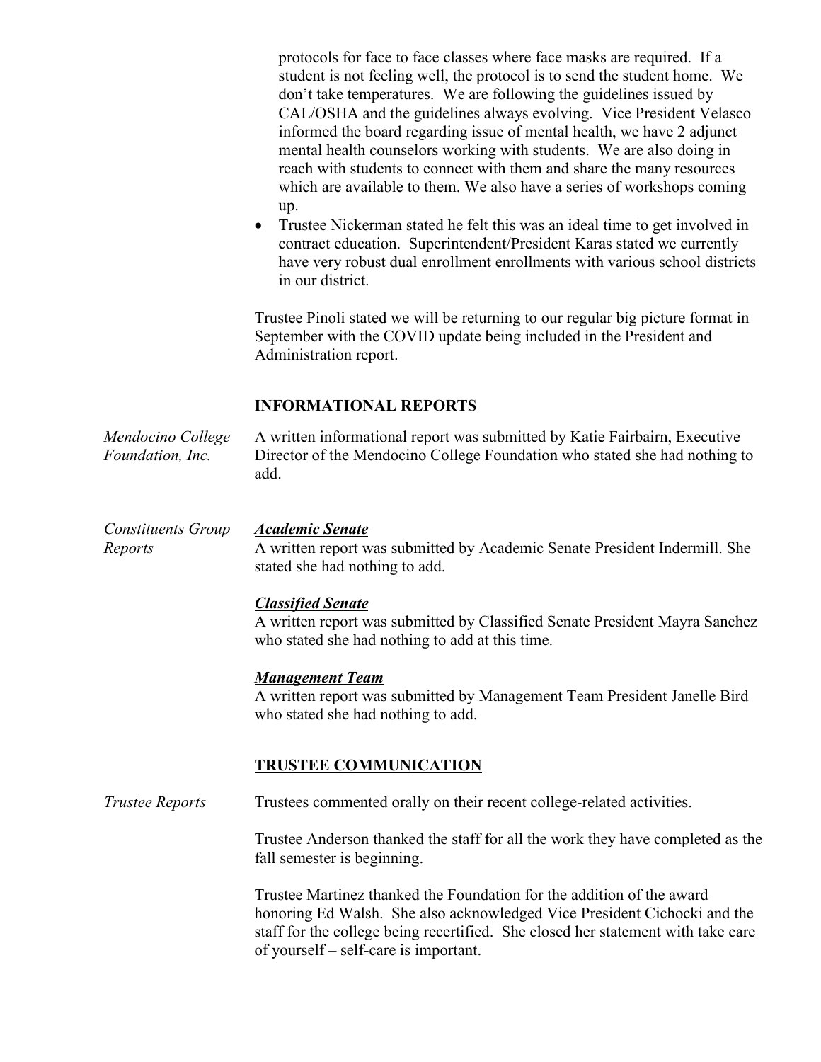protocols for face to face classes where face masks are required. If a student is not feeling well, the protocol is to send the student home. We don't take temperatures. We are following the guidelines issued by CAL/OSHA and the guidelines always evolving. Vice President Velasco informed the board regarding issue of mental health, we have 2 adjunct mental health counselors working with students. We are also doing in reach with students to connect with them and share the many resources which are available to them. We also have a series of workshops coming up.

- Trustee Nickerman stated he felt this was an ideal time to get involved in contract education. Superintendent/President Karas stated we currently have very robust dual enrollment enrollments with various school districts in our district.

Trustee Pinoli stated we will be returning to our regular big picture format in September with the COVID update being included in the President and Administration report.

## INFORMATIONAL REPORTS

*Mendocino College Foundation, Inc.*

A written informational report was submitted by Katie Fairbairn, Executive Director of the Mendocino College Foundation who stated she had nothing to add.

*Constituents Group Reports*

***Academic Senate***

A written report was submitted by Academic Senate President Indermill. She stated she had nothing to add.

***Classified Senate***

A written report was submitted by Classified Senate President Mayra Sanchez who stated she had nothing to add at this time.

***Management Team***

A written report was submitted by Management Team President Janelle Bird who stated she had nothing to add.

## TRUSTEE COMMUNICATION

*Trustee Reports*

Trustees commented orally on their recent college-related activities.

Trustee Anderson thanked the staff for all the work they have completed as the fall semester is beginning.

Trustee Martinez thanked the Foundation for the addition of the award honoring Ed Walsh. She also acknowledged Vice President Cichocki and the staff for the college being recertified. She closed her statement with take care of yourself – self-care is important.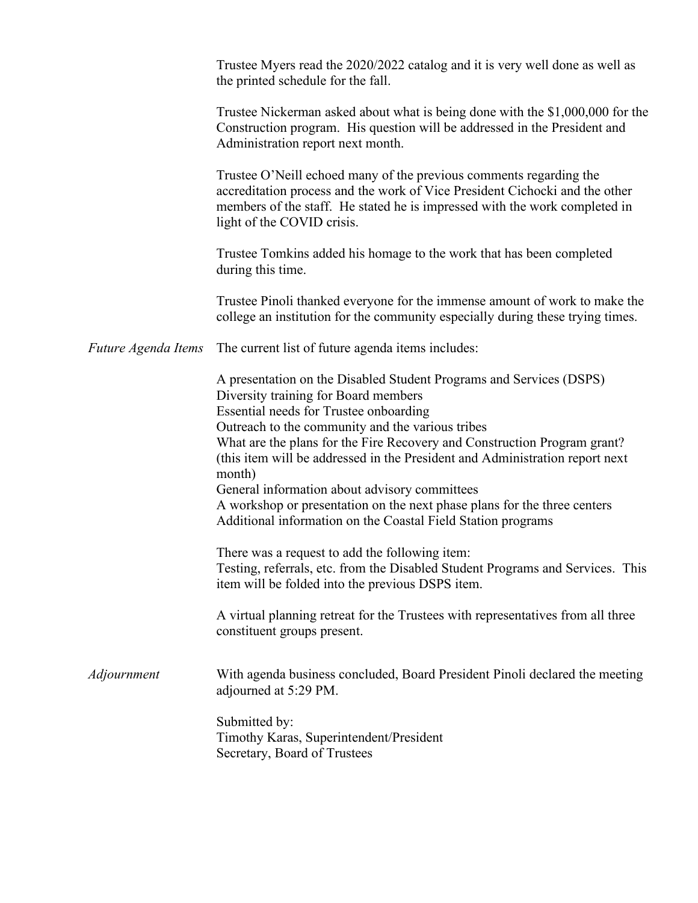Trustee Myers read the 2020/2022 catalog and it is very well done as well as the printed schedule for the fall.

Trustee Nickerman asked about what is being done with the $1,000,000 for the Construction program. His question will be addressed in the President and Administration report next month.

Trustee O'Neill echoed many of the previous comments regarding the accreditation process and the work of Vice President Cichocki and the other members of the staff. He stated he is impressed with the work completed in light of the COVID crisis.

Trustee Tomkins added his homage to the work that has been completed during this time.

Trustee Pinoli thanked everyone for the immense amount of work to make the college an institution for the community especially during these trying times.

*Future Agenda Items*

The current list of future agenda items includes:

A presentation on the Disabled Student Programs and Services (DSPS)
Diversity training for Board members
Essential needs for Trustee onboarding
Outreach to the community and the various tribes
What are the plans for the Fire Recovery and Construction Program grant? (this item will be addressed in the President and Administration report next month)
General information about advisory committees
A workshop or presentation on the next phase plans for the three centers
Additional information on the Coastal Field Station programs

There was a request to add the following item:
Testing, referrals, etc. from the Disabled Student Programs and Services. This item will be folded into the previous DSPS item.

A virtual planning retreat for the Trustees with representatives from all three constituent groups present.

*Adjournment*

With agenda business concluded, Board President Pinoli declared the meeting adjourned at 5:29 PM.

Submitted by:
Timothy Karas, Superintendent/President
Secretary, Board of Trustees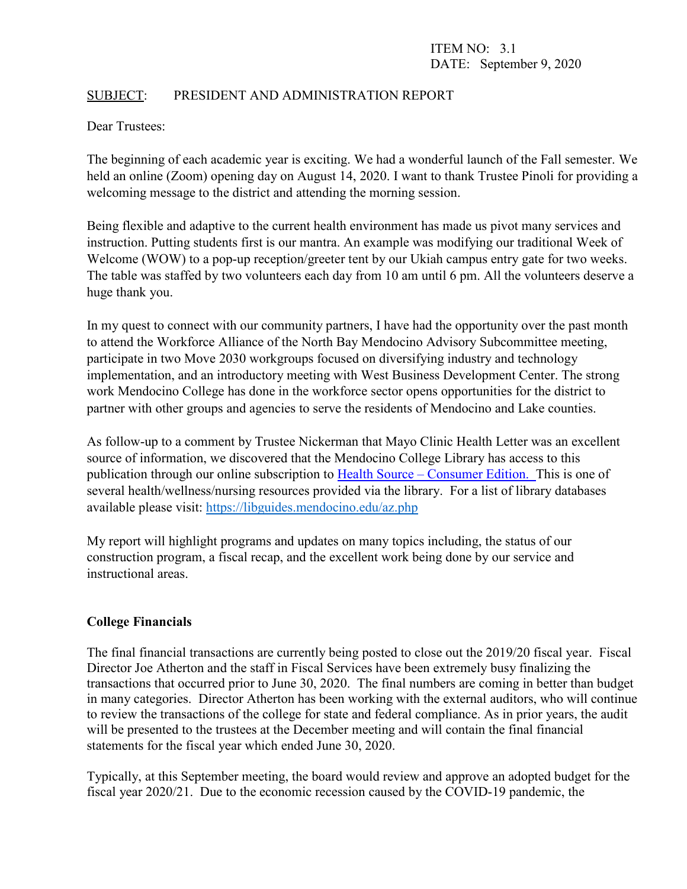ITEM NO: 3.1
DATE: September 9, 2020

SUBJECT: PRESIDENT AND ADMINISTRATION REPORT

Dear Trustees:

The beginning of each academic year is exciting. We had a wonderful launch of the Fall semester. We held an online (Zoom) opening day on August 14, 2020. I want to thank Trustee Pinoli for providing a welcoming message to the district and attending the morning session.

Being flexible and adaptive to the current health environment has made us pivot many services and instruction. Putting students first is our mantra. An example was modifying our traditional Week of Welcome (WOW) to a pop-up reception/greeter tent by our Ukiah campus entry gate for two weeks. The table was staffed by two volunteers each day from 10 am until 6 pm. All the volunteers deserve a huge thank you.

In my quest to connect with our community partners, I have had the opportunity over the past month to attend the Workforce Alliance of the North Bay Mendocino Advisory Subcommittee meeting, participate in two Move 2030 workgroups focused on diversifying industry and technology implementation, and an introductory meeting with West Business Development Center. The strong work Mendocino College has done in the workforce sector opens opportunities for the district to partner with other groups and agencies to serve the residents of Mendocino and Lake counties.

As follow-up to a comment by Trustee Nickerman that Mayo Clinic Health Letter was an excellent source of information, we discovered that the Mendocino College Library has access to this publication through our online subscription to [Health Source – Consumer Edition.](#) This is one of several health/wellness/nursing resources provided via the library. For a list of library databases available please visit: [https://libguides.mendocino.edu/az.php](https://libguides.mendocino.edu/az.php)

My report will highlight programs and updates on many topics including, the status of our construction program, a fiscal recap, and the excellent work being done by our service and instructional areas.

**College Financials**

The final financial transactions are currently being posted to close out the 2019/20 fiscal year. Fiscal Director Joe Atherton and the staff in Fiscal Services have been extremely busy finalizing the transactions that occurred prior to June 30, 2020. The final numbers are coming in better than budget in many categories. Director Atherton has been working with the external auditors, who will continue to review the transactions of the college for state and federal compliance. As in prior years, the audit will be presented to the trustees at the December meeting and will contain the final financial statements for the fiscal year which ended June 30, 2020.

Typically, at this September meeting, the board would review and approve an adopted budget for the fiscal year 2020/21. Due to the economic recession caused by the COVID-19 pandemic, the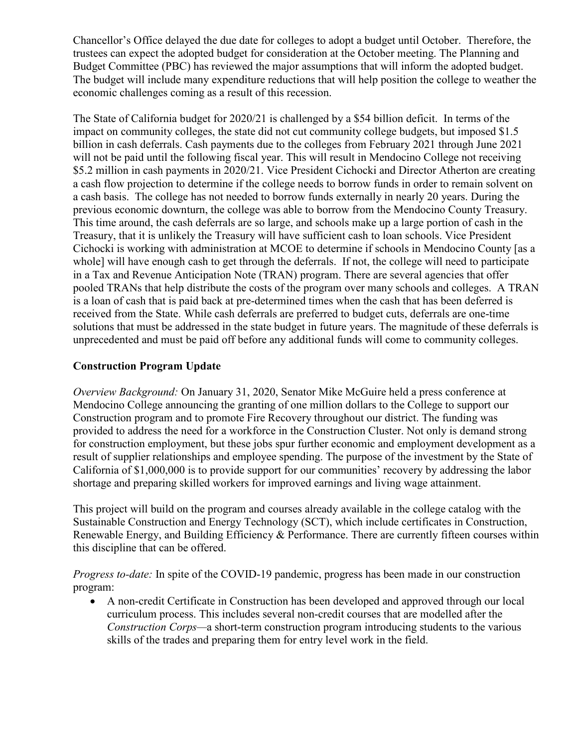Chancellor's Office delayed the due date for colleges to adopt a budget until October. Therefore, the trustees can expect the adopted budget for consideration at the October meeting. The Planning and Budget Committee (PBC) has reviewed the major assumptions that will inform the adopted budget. The budget will include many expenditure reductions that will help position the college to weather the economic challenges coming as a result of this recession.

The State of California budget for 2020/21 is challenged by a $54 billion deficit. In terms of the impact on community colleges, the state did not cut community college budgets, but imposed $1.5 billion in cash deferrals. Cash payments due to the colleges from February 2021 through June 2021 will not be paid until the following fiscal year. This will result in Mendocino College not receiving $5.2 million in cash payments in 2020/21. Vice President Cichocki and Director Atherton are creating a cash flow projection to determine if the college needs to borrow funds in order to remain solvent on a cash basis. The college has not needed to borrow funds externally in nearly 20 years. During the previous economic downturn, the college was able to borrow from the Mendocino County Treasury. This time around, the cash deferrals are so large, and schools make up a large portion of cash in the Treasury, that it is unlikely the Treasury will have sufficient cash to loan schools. Vice President Cichocki is working with administration at MCOE to determine if schools in Mendocino County [as a whole] will have enough cash to get through the deferrals. If not, the college will need to participate in a Tax and Revenue Anticipation Note (TRAN) program. There are several agencies that offer pooled TRANs that help distribute the costs of the program over many schools and colleges. A TRAN is a loan of cash that is paid back at pre-determined times when the cash that has been deferred is received from the State. While cash deferrals are preferred to budget cuts, deferrals are one-time solutions that must be addressed in the state budget in future years. The magnitude of these deferrals is unprecedented and must be paid off before any additional funds will come to community colleges.

## Construction Program Update

*Overview Background:* On January 31, 2020, Senator Mike McGuire held a press conference at Mendocino College announcing the granting of one million dollars to the College to support our Construction program and to promote Fire Recovery throughout our district. The funding was provided to address the need for a workforce in the Construction Cluster. Not only is demand strong for construction employment, but these jobs spur further economic and employment development as a result of supplier relationships and employee spending. The purpose of the investment by the State of California of $1,000,000 is to provide support for our communities' recovery by addressing the labor shortage and preparing skilled workers for improved earnings and living wage attainment.

This project will build on the program and courses already available in the college catalog with the Sustainable Construction and Energy Technology (SCT), which include certificates in Construction, Renewable Energy, and Building Efficiency & Performance. There are currently fifteen courses within this discipline that can be offered.

*Progress to-date:* In spite of the COVID-19 pandemic, progress has been made in our construction program:

- A non-credit Certificate in Construction has been developed and approved through our local curriculum process. This includes several non-credit courses that are modelled after the *Construction Corps*—a short-term construction program introducing students to the various skills of the trades and preparing them for entry level work in the field.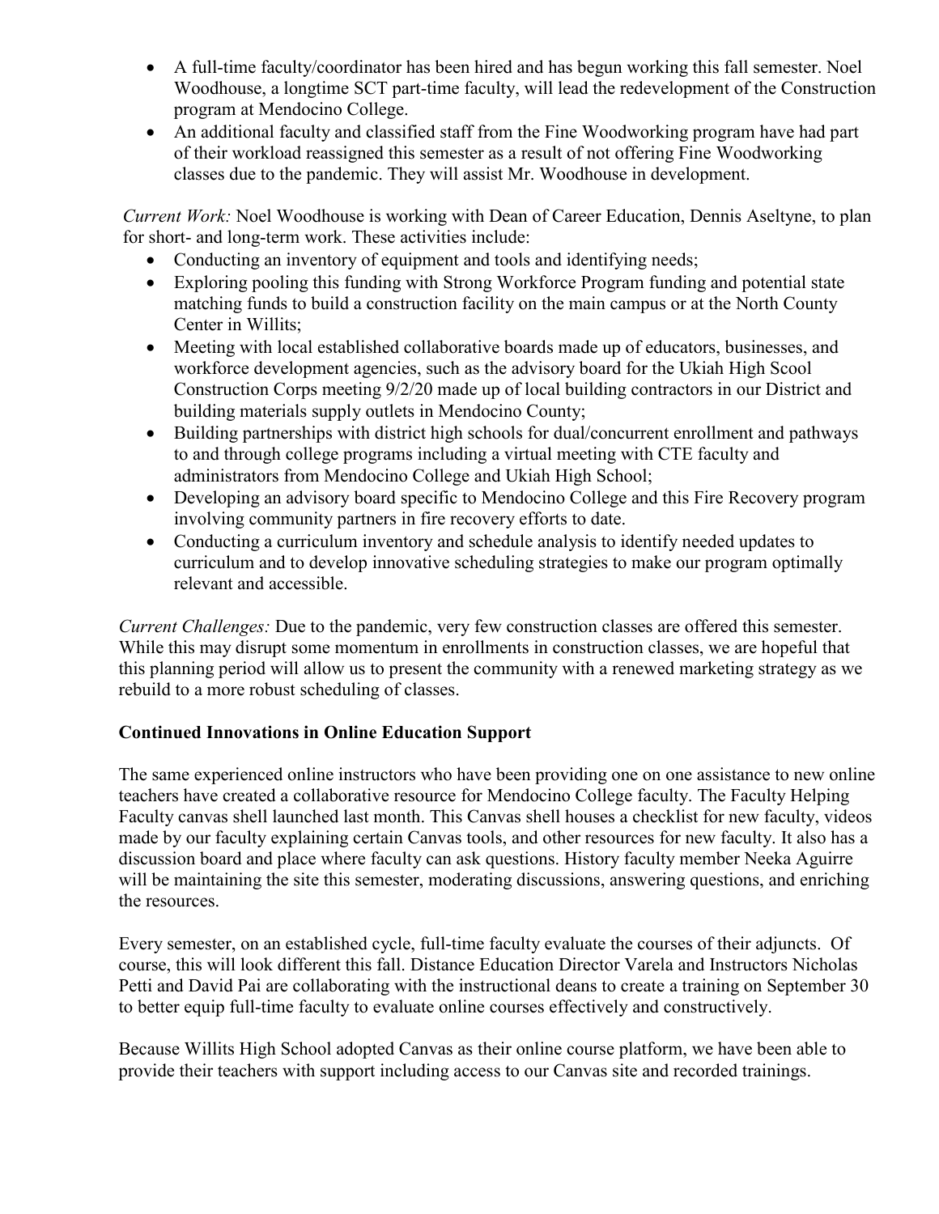- A full-time faculty/coordinator has been hired and has begun working this fall semester. Noel Woodhouse, a longtime SCT part-time faculty, will lead the redevelopment of the Construction program at Mendocino College.
- An additional faculty and classified staff from the Fine Woodworking program have had part of their workload reassigned this semester as a result of not offering Fine Woodworking classes due to the pandemic. They will assist Mr. Woodhouse in development.

*Current Work:* Noel Woodhouse is working with Dean of Career Education, Dennis Aseltyne, to plan for short- and long-term work. These activities include:

- Conducting an inventory of equipment and tools and identifying needs;
- Exploring pooling this funding with Strong Workforce Program funding and potential state matching funds to build a construction facility on the main campus or at the North County Center in Willits;
- Meeting with local established collaborative boards made up of educators, businesses, and workforce development agencies, such as the advisory board for the Ukiah High Scool Construction Corps meeting 9/2/20 made up of local building contractors in our District and building materials supply outlets in Mendocino County;
- Building partnerships with district high schools for dual/concurrent enrollment and pathways to and through college programs including a virtual meeting with CTE faculty and administrators from Mendocino College and Ukiah High School;
- Developing an advisory board specific to Mendocino College and this Fire Recovery program involving community partners in fire recovery efforts to date.
- Conducting a curriculum inventory and schedule analysis to identify needed updates to curriculum and to develop innovative scheduling strategies to make our program optimally relevant and accessible.

*Current Challenges:* Due to the pandemic, very few construction classes are offered this semester. While this may disrupt some momentum in enrollments in construction classes, we are hopeful that this planning period will allow us to present the community with a renewed marketing strategy as we rebuild to a more robust scheduling of classes.

**Continued Innovations in Online Education Support**

The same experienced online instructors who have been providing one on one assistance to new online teachers have created a collaborative resource for Mendocino College faculty. The Faculty Helping Faculty canvas shell launched last month. This Canvas shell houses a checklist for new faculty, videos made by our faculty explaining certain Canvas tools, and other resources for new faculty. It also has a discussion board and place where faculty can ask questions. History faculty member Neeka Aguirre will be maintaining the site this semester, moderating discussions, answering questions, and enriching the resources.

Every semester, on an established cycle, full-time faculty evaluate the courses of their adjuncts. Of course, this will look different this fall. Distance Education Director Varela and Instructors Nicholas Petti and David Pai are collaborating with the instructional deans to create a training on September 30 to better equip full-time faculty to evaluate online courses effectively and constructively.

Because Willits High School adopted Canvas as their online course platform, we have been able to provide their teachers with support including access to our Canvas site and recorded trainings.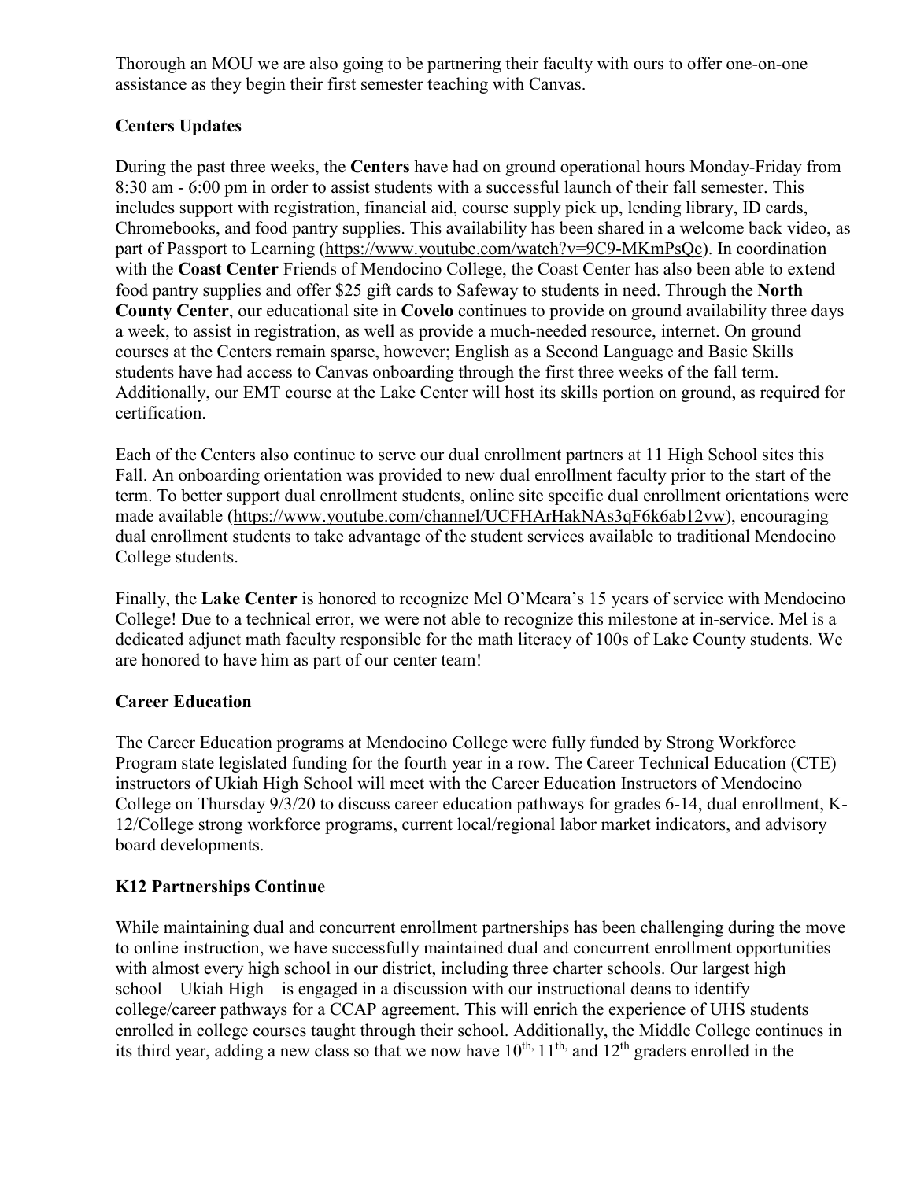Thorough an MOU we are also going to be partnering their faculty with ours to offer one-on-one assistance as they begin their first semester teaching with Canvas.

### Centers Updates

During the past three weeks, the **Centers** have had on ground operational hours Monday-Friday from 8:30 am - 6:00 pm in order to assist students with a successful launch of their fall semester. This includes support with registration, financial aid, course supply pick up, lending library, ID cards, Chromebooks, and food pantry supplies. This availability has been shared in a welcome back video, as part of Passport to Learning (https://www.youtube.com/watch?v=9C9-MKmPsQc). In coordination with the **Coast Center** Friends of Mendocino College, the Coast Center has also been able to extend food pantry supplies and offer $25 gift cards to Safeway to students in need. Through the **North County Center**, our educational site in **Covelo** continues to provide on ground availability three days a week, to assist in registration, as well as provide a much-needed resource, internet. On ground courses at the Centers remain sparse, however; English as a Second Language and Basic Skills students have had access to Canvas onboarding through the first three weeks of the fall term. Additionally, our EMT course at the Lake Center will host its skills portion on ground, as required for certification.

Each of the Centers also continue to serve our dual enrollment partners at 11 High School sites this Fall. An onboarding orientation was provided to new dual enrollment faculty prior to the start of the term. To better support dual enrollment students, online site specific dual enrollment orientations were made available (https://www.youtube.com/channel/UCFHArHakNAs3qF6k6ab12vw), encouraging dual enrollment students to take advantage of the student services available to traditional Mendocino College students.

Finally, the **Lake Center** is honored to recognize Mel O'Meara's 15 years of service with Mendocino College! Due to a technical error, we were not able to recognize this milestone at in-service. Mel is a dedicated adjunct math faculty responsible for the math literacy of 100s of Lake County students. We are honored to have him as part of our center team!

### Career Education

The Career Education programs at Mendocino College were fully funded by Strong Workforce Program state legislated funding for the fourth year in a row. The Career Technical Education (CTE) instructors of Ukiah High School will meet with the Career Education Instructors of Mendocino College on Thursday 9/3/20 to discuss career education pathways for grades 6-14, dual enrollment, K-12/College strong workforce programs, current local/regional labor market indicators, and advisory board developments.

### K12 Partnerships Continue

While maintaining dual and concurrent enrollment partnerships has been challenging during the move to online instruction, we have successfully maintained dual and concurrent enrollment opportunities with almost every high school in our district, including three charter schools. Our largest high school—Ukiah High—is engaged in a discussion with our instructional deans to identify college/career pathways for a CCAP agreement. This will enrich the experience of UHS students enrolled in college courses taught through their school. Additionally, the Middle College continues in its third year, adding a new class so that we now have 10th, 11th, and 12th graders enrolled in the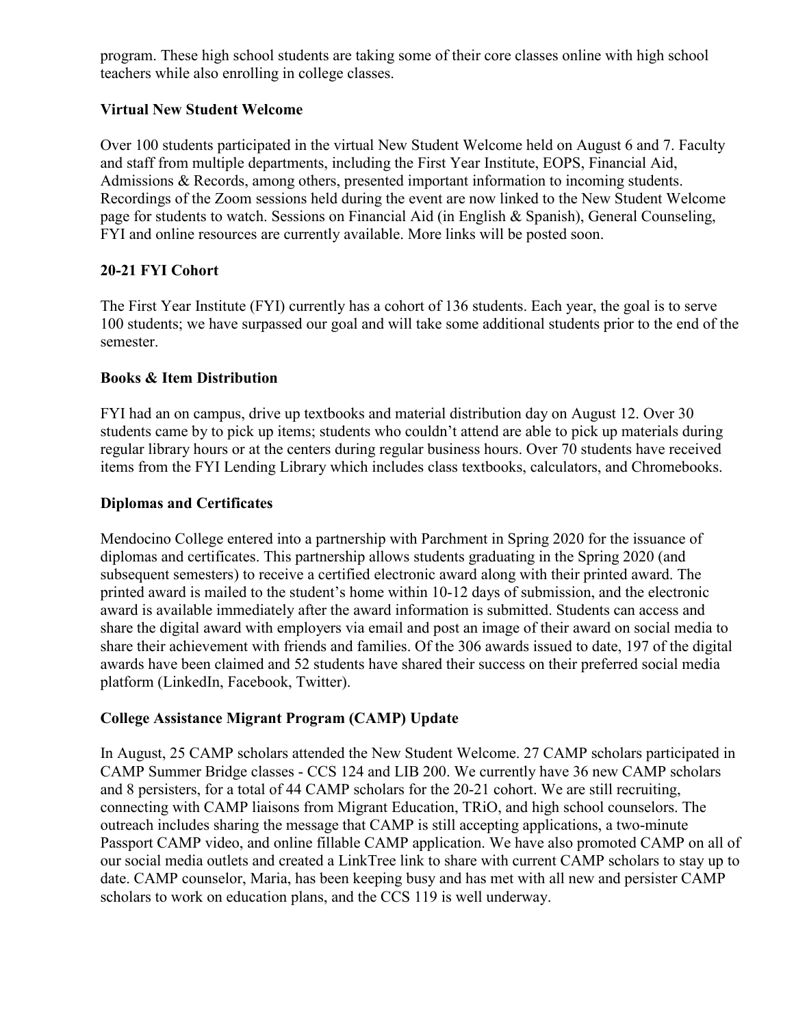program. These high school students are taking some of their core classes online with high school teachers while also enrolling in college classes.

### Virtual New Student Welcome

Over 100 students participated in the virtual New Student Welcome held on August 6 and 7. Faculty and staff from multiple departments, including the First Year Institute, EOPS, Financial Aid, Admissions & Records, among others, presented important information to incoming students. Recordings of the Zoom sessions held during the event are now linked to the New Student Welcome page for students to watch. Sessions on Financial Aid (in English & Spanish), General Counseling, FYI and online resources are currently available. More links will be posted soon.

### 20-21 FYI Cohort

The First Year Institute (FYI) currently has a cohort of 136 students. Each year, the goal is to serve 100 students; we have surpassed our goal and will take some additional students prior to the end of the semester.

### Books & Item Distribution

FYI had an on campus, drive up textbooks and material distribution day on August 12. Over 30 students came by to pick up items; students who couldn't attend are able to pick up materials during regular library hours or at the centers during regular business hours. Over 70 students have received items from the FYI Lending Library which includes class textbooks, calculators, and Chromebooks.

### Diplomas and Certificates

Mendocino College entered into a partnership with Parchment in Spring 2020 for the issuance of diplomas and certificates. This partnership allows students graduating in the Spring 2020 (and subsequent semesters) to receive a certified electronic award along with their printed award. The printed award is mailed to the student's home within 10-12 days of submission, and the electronic award is available immediately after the award information is submitted. Students can access and share the digital award with employers via email and post an image of their award on social media to share their achievement with friends and families. Of the 306 awards issued to date, 197 of the digital awards have been claimed and 52 students have shared their success on their preferred social media platform (LinkedIn, Facebook, Twitter).

### College Assistance Migrant Program (CAMP) Update

In August, 25 CAMP scholars attended the New Student Welcome. 27 CAMP scholars participated in CAMP Summer Bridge classes - CCS 124 and LIB 200. We currently have 36 new CAMP scholars and 8 persisters, for a total of 44 CAMP scholars for the 20-21 cohort. We are still recruiting, connecting with CAMP liaisons from Migrant Education, TRiO, and high school counselors. The outreach includes sharing the message that CAMP is still accepting applications, a two-minute Passport CAMP video, and online fillable CAMP application. We have also promoted CAMP on all of our social media outlets and created a LinkTree link to share with current CAMP scholars to stay up to date. CAMP counselor, Maria, has been keeping busy and has met with all new and persister CAMP scholars to work on education plans, and the CCS 119 is well underway.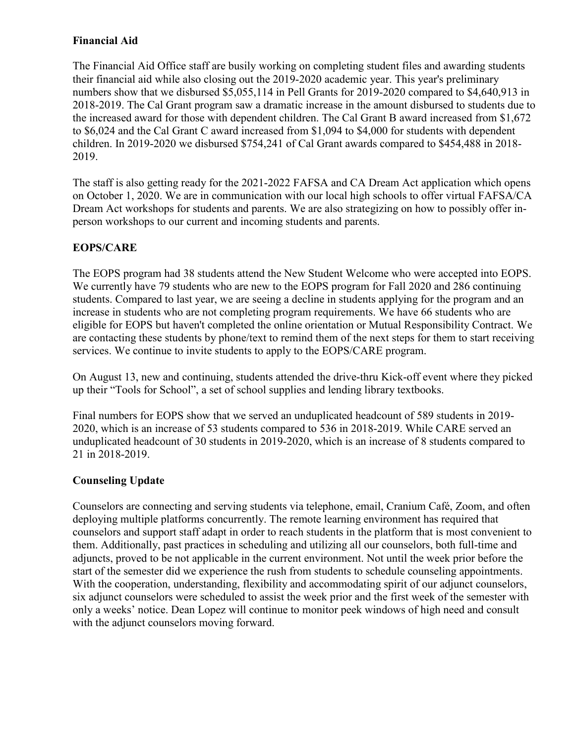**Financial Aid**

The Financial Aid Office staff are busily working on completing student files and awarding students their financial aid while also closing out the 2019-2020 academic year. This year's preliminary numbers show that we disbursed $5,055,114 in Pell Grants for 2019-2020 compared to $4,640,913 in 2018-2019. The Cal Grant program saw a dramatic increase in the amount disbursed to students due to the increased award for those with dependent children. The Cal Grant B award increased from $1,672 to $6,024 and the Cal Grant C award increased from $1,094 to $4,000 for students with dependent children. In 2019-2020 we disbursed $754,241 of Cal Grant awards compared to $454,488 in 2018-2019.

The staff is also getting ready for the 2021-2022 FAFSA and CA Dream Act application which opens on October 1, 2020. We are in communication with our local high schools to offer virtual FAFSA/CA Dream Act workshops for students and parents. We are also strategizing on how to possibly offer in-person workshops to our current and incoming students and parents.

**EOPS/CARE**

The EOPS program had 38 students attend the New Student Welcome who were accepted into EOPS. We currently have 79 students who are new to the EOPS program for Fall 2020 and 286 continuing students. Compared to last year, we are seeing a decline in students applying for the program and an increase in students who are not completing program requirements. We have 66 students who are eligible for EOPS but haven't completed the online orientation or Mutual Responsibility Contract. We are contacting these students by phone/text to remind them of the next steps for them to start receiving services. We continue to invite students to apply to the EOPS/CARE program.

On August 13, new and continuing, students attended the drive-thru Kick-off event where they picked up their "Tools for School", a set of school supplies and lending library textbooks.

Final numbers for EOPS show that we served an unduplicated headcount of 589 students in 2019-2020, which is an increase of 53 students compared to 536 in 2018-2019. While CARE served an unduplicated headcount of 30 students in 2019-2020, which is an increase of 8 students compared to 21 in 2018-2019.

**Counseling Update**

Counselors are connecting and serving students via telephone, email, Cranium Café, Zoom, and often deploying multiple platforms concurrently. The remote learning environment has required that counselors and support staff adapt in order to reach students in the platform that is most convenient to them. Additionally, past practices in scheduling and utilizing all our counselors, both full-time and adjuncts, proved to be not applicable in the current environment. Not until the week prior before the start of the semester did we experience the rush from students to schedule counseling appointments. With the cooperation, understanding, flexibility and accommodating spirit of our adjunct counselors, six adjunct counselors were scheduled to assist the week prior and the first week of the semester with only a weeks' notice. Dean Lopez will continue to monitor peek windows of high need and consult with the adjunct counselors moving forward.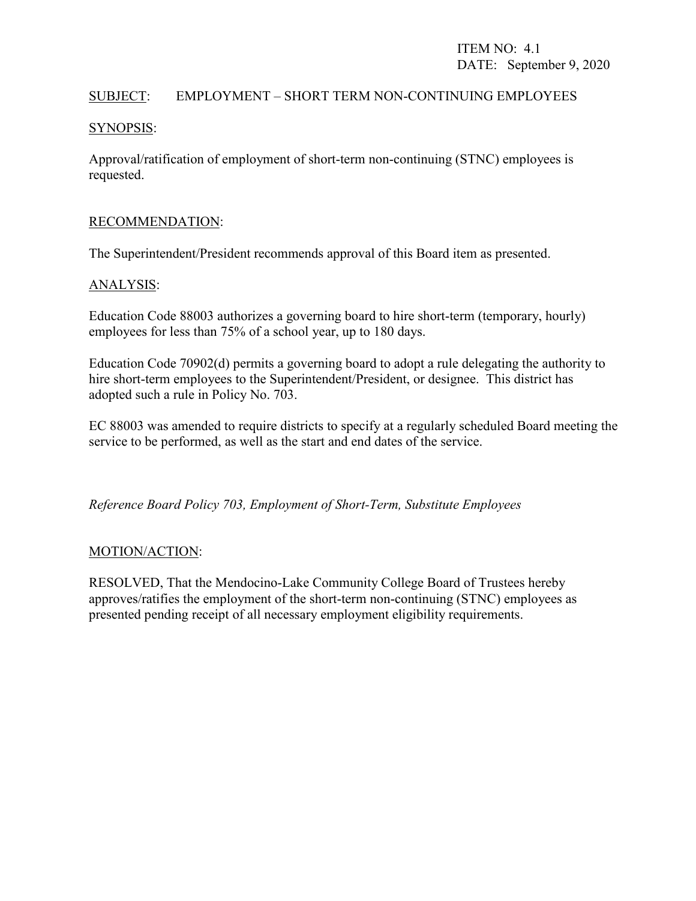ITEM NO: 4.1
DATE: September 9, 2020

SUBJECT: EMPLOYMENT – SHORT TERM NON-CONTINUING EMPLOYEES

SYNOPSIS:

Approval/ratification of employment of short-term non-continuing (STNC) employees is requested.

RECOMMENDATION:

The Superintendent/President recommends approval of this Board item as presented.

ANALYSIS:

Education Code 88003 authorizes a governing board to hire short-term (temporary, hourly) employees for less than 75% of a school year, up to 180 days.

Education Code 70902(d) permits a governing board to adopt a rule delegating the authority to hire short-term employees to the Superintendent/President, or designee. This district has adopted such a rule in Policy No. 703.

EC 88003 was amended to require districts to specify at a regularly scheduled Board meeting the service to be performed, as well as the start and end dates of the service.

*Reference Board Policy 703, Employment of Short-Term, Substitute Employees*

MOTION/ACTION:

RESOLVED, That the Mendocino-Lake Community College Board of Trustees hereby approves/ratifies the employment of the short-term non-continuing (STNC) employees as presented pending receipt of all necessary employment eligibility requirements.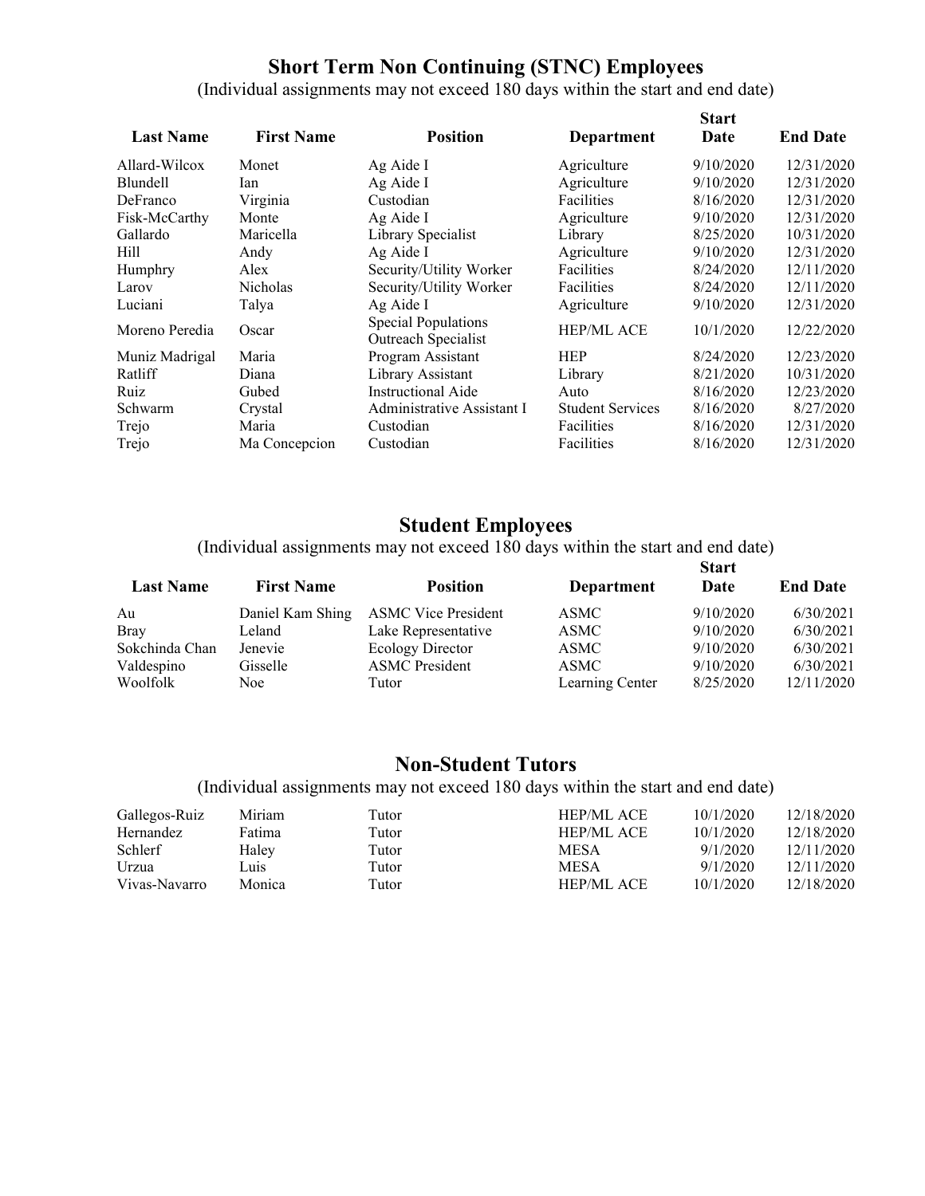## Short Term Non Continuing (STNC) Employees

(Individual assignments may not exceed 180 days within the start and end date)

| Last Name | First Name | Position | Department | Start Date | End Date |
|---|---|---|---|---|---|
| Allard-Wilcox | Monet | Ag Aide I | Agriculture | 9/10/2020 | 12/31/2020 |
| Blundell | Ian | Ag Aide I | Agriculture | 9/10/2020 | 12/31/2020 |
| DeFranco | Virginia | Custodian | Facilities | 8/16/2020 | 12/31/2020 |
| Fisk-McCarthy | Monte | Ag Aide I | Agriculture | 9/10/2020 | 12/31/2020 |
| Gallardo | Maricella | Library Specialist | Library | 8/25/2020 | 10/31/2020 |
| Hill | Andy | Ag Aide I | Agriculture | 9/10/2020 | 12/31/2020 |
| Humphry | Alex | Security/Utility Worker | Facilities | 8/24/2020 | 12/11/2020 |
| Larov | Nicholas | Security/Utility Worker | Facilities | 8/24/2020 | 12/11/2020 |
| Luciani | Talya | Ag Aide I | Agriculture | 9/10/2020 | 12/31/2020 |
| Moreno Peredia | Oscar | Special Populations Outreach Specialist | HEP/ML ACE | 10/1/2020 | 12/22/2020 |
| Muniz Madrigal | Maria | Program Assistant | HEP | 8/24/2020 | 12/23/2020 |
| Ratliff | Diana | Library Assistant | Library | 8/21/2020 | 10/31/2020 |
| Ruiz | Gubed | Instructional Aide | Auto | 8/16/2020 | 12/23/2020 |
| Schwarm | Crystal | Administrative Assistant I | Student Services | 8/16/2020 | 8/27/2020 |
| Trejo | Maria | Custodian | Facilities | 8/16/2020 | 12/31/2020 |
| Trejo | Ma Concepcion | Custodian | Facilities | 8/16/2020 | 12/31/2020 |

## Student Employees

(Individual assignments may not exceed 180 days within the start and end date)

| Last Name | First Name | Position | Department | Start Date | End Date |
|---|---|---|---|---|---|
| Au | Daniel Kam Shing | ASMC Vice President | ASMC | 9/10/2020 | 6/30/2021 |
| Bray | Leland | Lake Representative | ASMC | 9/10/2020 | 6/30/2021 |
| Sokchinda Chan | Jenevie | Ecology Director | ASMC | 9/10/2020 | 6/30/2021 |
| Valdespino | Gisselle | ASMC President | ASMC | 9/10/2020 | 6/30/2021 |
| Woolfolk | Noe | Tutor | Learning Center | 8/25/2020 | 12/11/2020 |

## Non-Student Tutors

(Individual assignments may not exceed 180 days within the start and end date)

| | | | | | |
|---|---|---|---|---|---|
| Gallegos-Ruiz | Miriam | Tutor | HEP/ML ACE | 10/1/2020 | 12/18/2020 |
| Hernandez | Fatima | Tutor | HEP/ML ACE | 10/1/2020 | 12/18/2020 |
| Schlerf | Haley | Tutor | MESA | 9/1/2020 | 12/11/2020 |
| Urzua | Luis | Tutor | MESA | 9/1/2020 | 12/11/2020 |
| Vivas-Navarro | Monica | Tutor | HEP/ML ACE | 10/1/2020 | 12/18/2020 |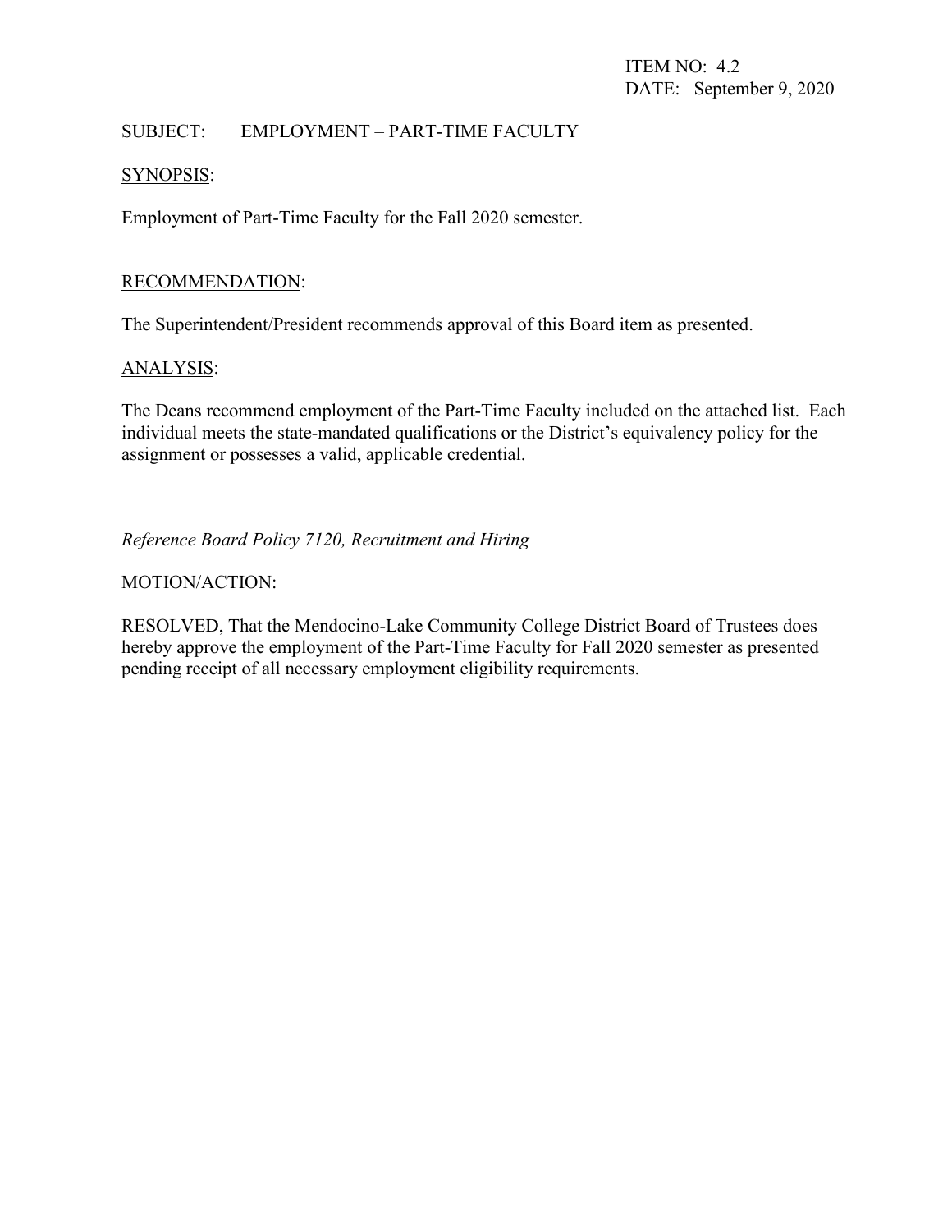ITEM NO: 4.2
DATE: September 9, 2020

SUBJECT: EMPLOYMENT – PART-TIME FACULTY

SYNOPSIS:

Employment of Part-Time Faculty for the Fall 2020 semester.

RECOMMENDATION:

The Superintendent/President recommends approval of this Board item as presented.

ANALYSIS:

The Deans recommend employment of the Part-Time Faculty included on the attached list. Each individual meets the state-mandated qualifications or the District's equivalency policy for the assignment or possesses a valid, applicable credential.

*Reference Board Policy 7120, Recruitment and Hiring*

MOTION/ACTION:

RESOLVED, That the Mendocino-Lake Community College District Board of Trustees does hereby approve the employment of the Part-Time Faculty for Fall 2020 semester as presented pending receipt of all necessary employment eligibility requirements.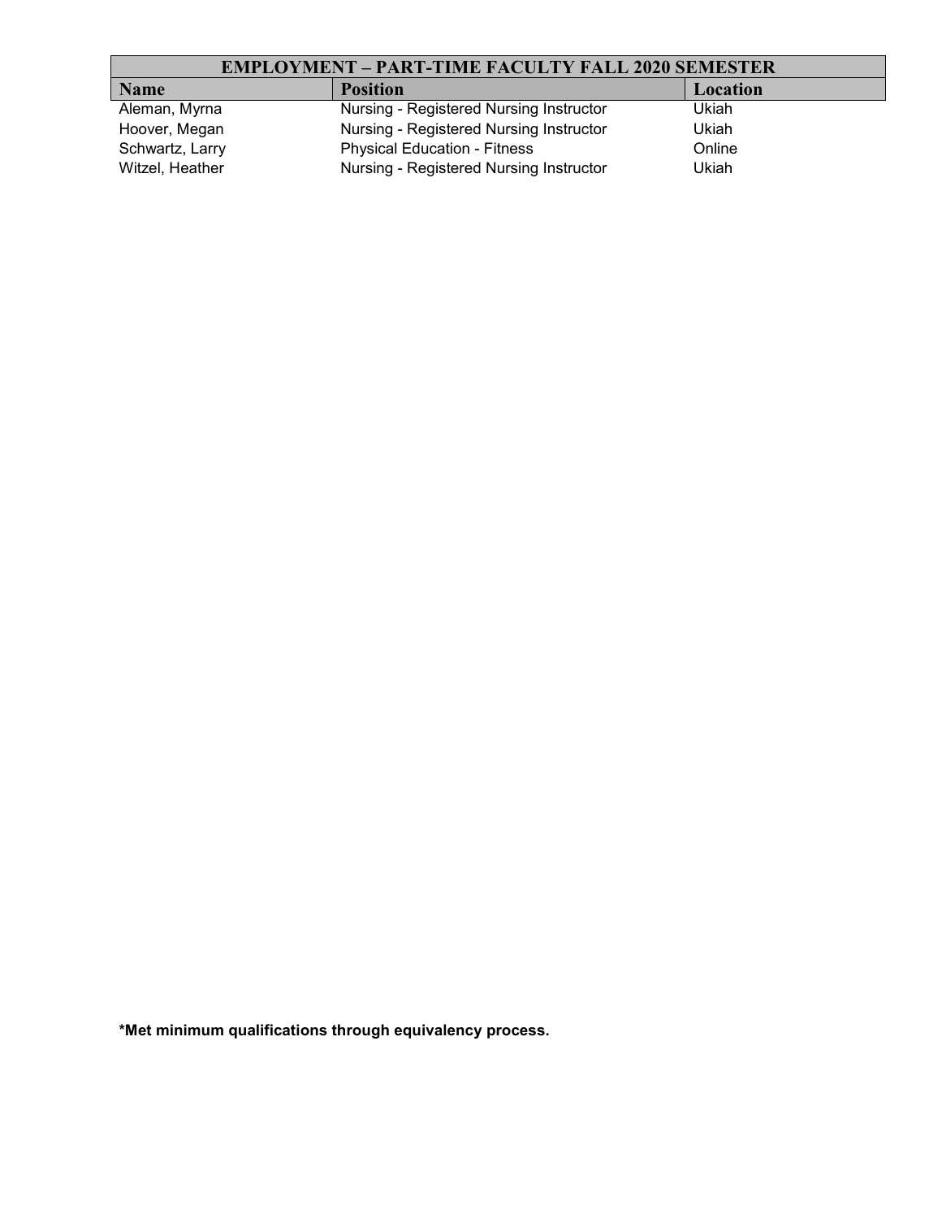| EMPLOYMENT – PART-TIME FACULTY FALL 2020 SEMESTER | | |
|---|---|---|
| **Name** | **Position** | **Location** |
| Aleman, Myrna | Nursing - Registered Nursing Instructor | Ukiah |
| Hoover, Megan | Nursing - Registered Nursing Instructor | Ukiah |
| Schwartz, Larry | Physical Education - Fitness | Online |
| Witzel, Heather | Nursing - Registered Nursing Instructor | Ukiah |

**\*Met minimum qualifications through equivalency process.**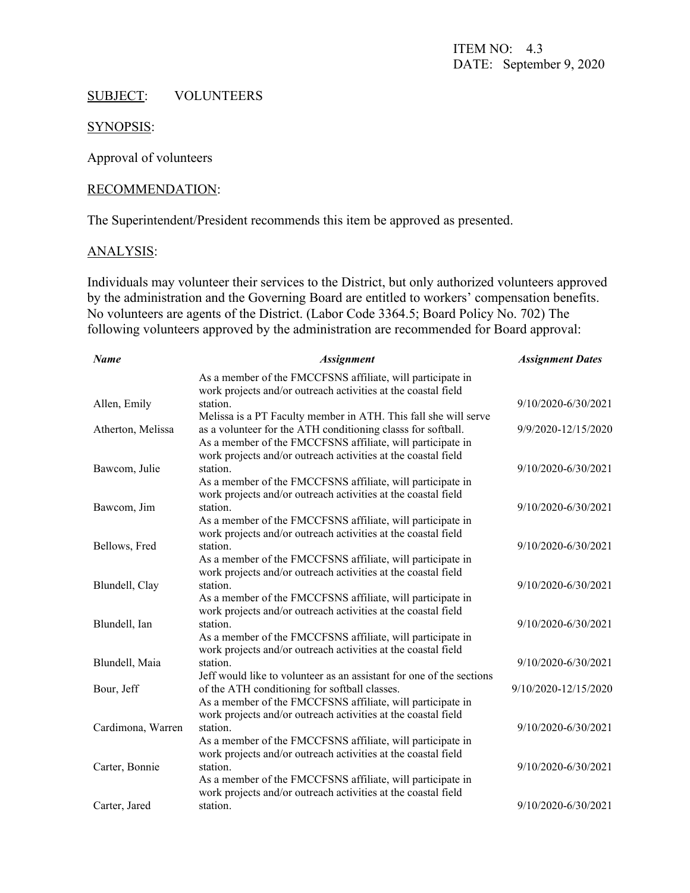ITEM NO: 4.3
DATE: September 9, 2020

SUBJECT: VOLUNTEERS

SYNOPSIS:

Approval of volunteers

RECOMMENDATION:

The Superintendent/President recommends this item be approved as presented.

ANALYSIS:

Individuals may volunteer their services to the District, but only authorized volunteers approved by the administration and the Governing Board are entitled to workers' compensation benefits. No volunteers are agents of the District. (Labor Code 3364.5; Board Policy No. 702) The following volunteers approved by the administration are recommended for Board approval:

| *Name* | *Assignment* | *Assignment Dates* |
|---|---|---|
| Allen, Emily | As a member of the FMCCFSNS affiliate, will participate in work projects and/or outreach activities at the coastal field station. | 9/10/2020-6/30/2021 |
| Atherton, Melissa | Melissa is a PT Faculty member in ATH. This fall she will serve as a volunteer for the ATH conditioning classs for softball. | 9/9/2020-12/15/2020 |
| Bawcom, Julie | As a member of the FMCCFSNS affiliate, will participate in work projects and/or outreach activities at the coastal field station. | 9/10/2020-6/30/2021 |
| Bawcom, Jim | As a member of the FMCCFSNS affiliate, will participate in work projects and/or outreach activities at the coastal field station. | 9/10/2020-6/30/2021 |
| Bellows, Fred | As a member of the FMCCFSNS affiliate, will participate in work projects and/or outreach activities at the coastal field station. | 9/10/2020-6/30/2021 |
| Blundell, Clay | As a member of the FMCCFSNS affiliate, will participate in work projects and/or outreach activities at the coastal field station. | 9/10/2020-6/30/2021 |
| Blundell, Ian | As a member of the FMCCFSNS affiliate, will participate in work projects and/or outreach activities at the coastal field station. | 9/10/2020-6/30/2021 |
| Blundell, Maia | As a member of the FMCCFSNS affiliate, will participate in work projects and/or outreach activities at the coastal field station. | 9/10/2020-6/30/2021 |
| Bour, Jeff | Jeff would like to volunteer as an assistant for one of the sections of the ATH conditioning for softball classes. | 9/10/2020-12/15/2020 |
| Cardimona, Warren | As a member of the FMCCFSNS affiliate, will participate in work projects and/or outreach activities at the coastal field station. | 9/10/2020-6/30/2021 |
| Carter, Bonnie | As a member of the FMCCFSNS affiliate, will participate in work projects and/or outreach activities at the coastal field station. | 9/10/2020-6/30/2021 |
| Carter, Jared | As a member of the FMCCFSNS affiliate, will participate in work projects and/or outreach activities at the coastal field station. | 9/10/2020-6/30/2021 |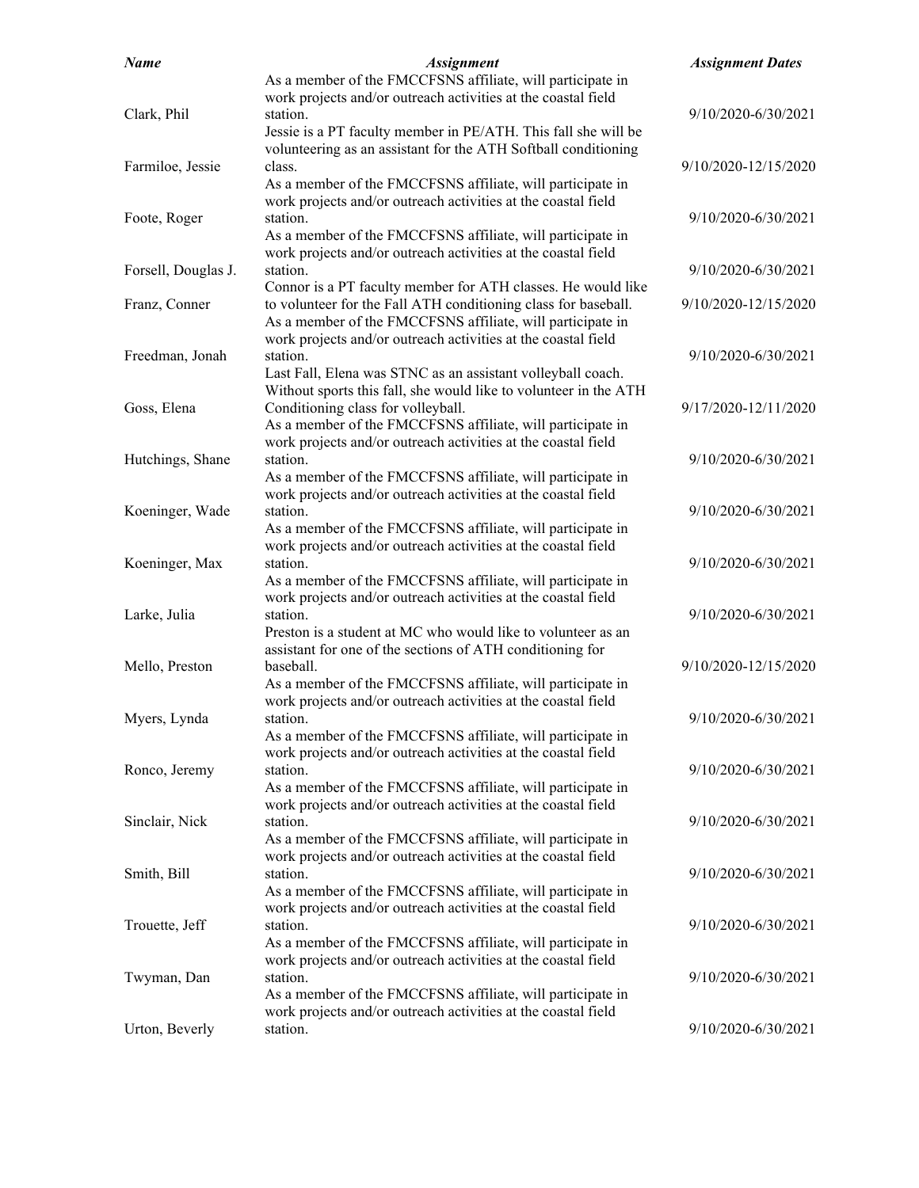| *Name* | *Assignment* | *Assignment Dates* |
|---|---|---|
| Clark, Phil | As a member of the FMCCFSNS affiliate, will participate in work projects and/or outreach activities at the coastal field station. | 9/10/2020-6/30/2021 |
| Farmiloe, Jessie | Jessie is a PT faculty member in PE/ATH. This fall she will be volunteering as an assistant for the ATH Softball conditioning class. | 9/10/2020-12/15/2020 |
| Foote, Roger | As a member of the FMCCFSNS affiliate, will participate in work projects and/or outreach activities at the coastal field station. | 9/10/2020-6/30/2021 |
| Forsell, Douglas J. | As a member of the FMCCFSNS affiliate, will participate in work projects and/or outreach activities at the coastal field station. | 9/10/2020-6/30/2021 |
| Franz, Conner | Connor is a PT faculty member for ATH classes. He would like to volunteer for the Fall ATH conditioning class for baseball. | 9/10/2020-12/15/2020 |
| Freedman, Jonah | As a member of the FMCCFSNS affiliate, will participate in work projects and/or outreach activities at the coastal field station. | 9/10/2020-6/30/2021 |
| Goss, Elena | Last Fall, Elena was STNC as an assistant volleyball coach. Without sports this fall, she would like to volunteer in the ATH Conditioning class for volleyball. | 9/17/2020-12/11/2020 |
| Hutchings, Shane | As a member of the FMCCFSNS affiliate, will participate in work projects and/or outreach activities at the coastal field station. | 9/10/2020-6/30/2021 |
| Koeninger, Wade | As a member of the FMCCFSNS affiliate, will participate in work projects and/or outreach activities at the coastal field station. | 9/10/2020-6/30/2021 |
| Koeninger, Max | As a member of the FMCCFSNS affiliate, will participate in work projects and/or outreach activities at the coastal field station. | 9/10/2020-6/30/2021 |
| Larke, Julia | As a member of the FMCCFSNS affiliate, will participate in work projects and/or outreach activities at the coastal field station. | 9/10/2020-6/30/2021 |
| Mello, Preston | Preston is a student at MC who would like to volunteer as an assistant for one of the sections of ATH conditioning for baseball. | 9/10/2020-12/15/2020 |
| Myers, Lynda | As a member of the FMCCFSNS affiliate, will participate in work projects and/or outreach activities at the coastal field station. | 9/10/2020-6/30/2021 |
| Ronco, Jeremy | As a member of the FMCCFSNS affiliate, will participate in work projects and/or outreach activities at the coastal field station. | 9/10/2020-6/30/2021 |
| Sinclair, Nick | As a member of the FMCCFSNS affiliate, will participate in work projects and/or outreach activities at the coastal field station. | 9/10/2020-6/30/2021 |
| Smith, Bill | As a member of the FMCCFSNS affiliate, will participate in work projects and/or outreach activities at the coastal field station. | 9/10/2020-6/30/2021 |
| Trouette, Jeff | As a member of the FMCCFSNS affiliate, will participate in work projects and/or outreach activities at the coastal field station. | 9/10/2020-6/30/2021 |
| Twyman, Dan | As a member of the FMCCFSNS affiliate, will participate in work projects and/or outreach activities at the coastal field station. | 9/10/2020-6/30/2021 |
| Urton, Beverly | As a member of the FMCCFSNS affiliate, will participate in work projects and/or outreach activities at the coastal field station. | 9/10/2020-6/30/2021 |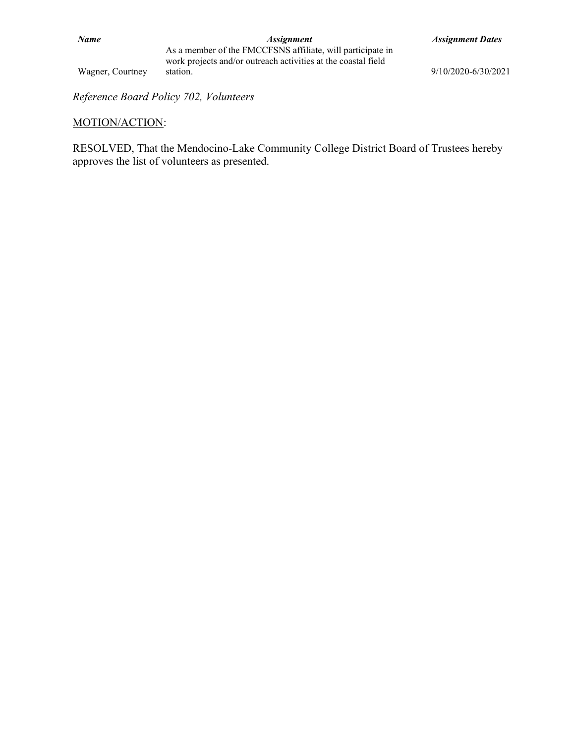| *Name* | *Assignment* | *Assignment Dates* |
| --- | --- | --- |
| Wagner, Courtney | As a member of the FMCCFSNS affiliate, will participate in work projects and/or outreach activities at the coastal field station. | 9/10/2020-6/30/2021 |

*Reference Board Policy 702, Volunteers*

MOTION/ACTION:

RESOLVED, That the Mendocino-Lake Community College District Board of Trustees hereby approves the list of volunteers as presented.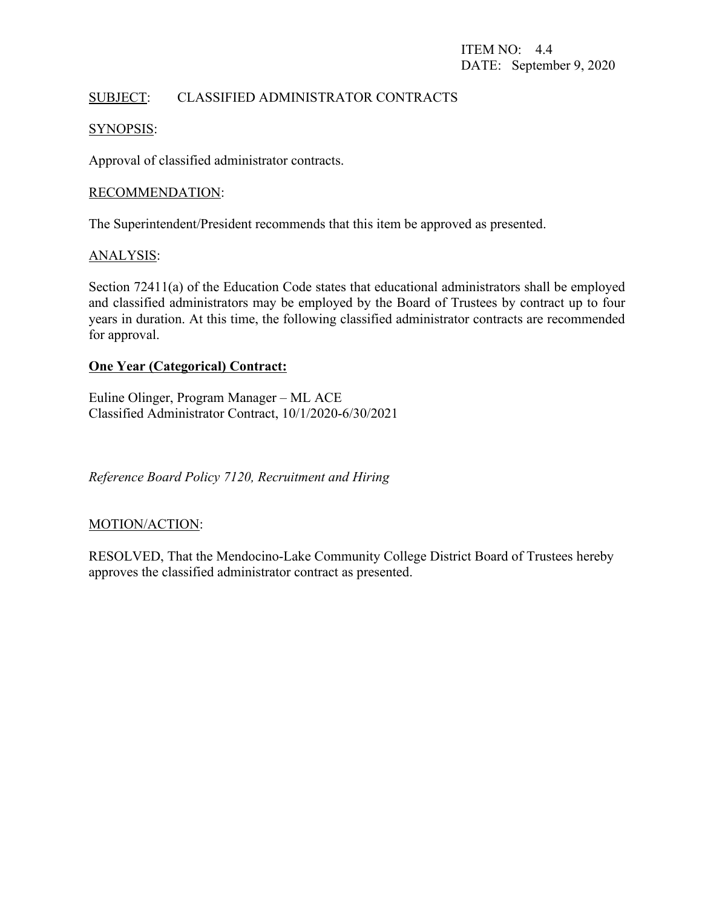ITEM NO: 4.4
DATE: September 9, 2020

SUBJECT: CLASSIFIED ADMINISTRATOR CONTRACTS

SYNOPSIS:

Approval of classified administrator contracts.

RECOMMENDATION:

The Superintendent/President recommends that this item be approved as presented.

ANALYSIS:

Section 72411(a) of the Education Code states that educational administrators shall be employed and classified administrators may be employed by the Board of Trustees by contract up to four years in duration. At this time, the following classified administrator contracts are recommended for approval.

**One Year (Categorical) Contract:**

Euline Olinger, Program Manager – ML ACE
Classified Administrator Contract, 10/1/2020-6/30/2021

*Reference Board Policy 7120, Recruitment and Hiring*

MOTION/ACTION:

RESOLVED, That the Mendocino-Lake Community College District Board of Trustees hereby approves the classified administrator contract as presented.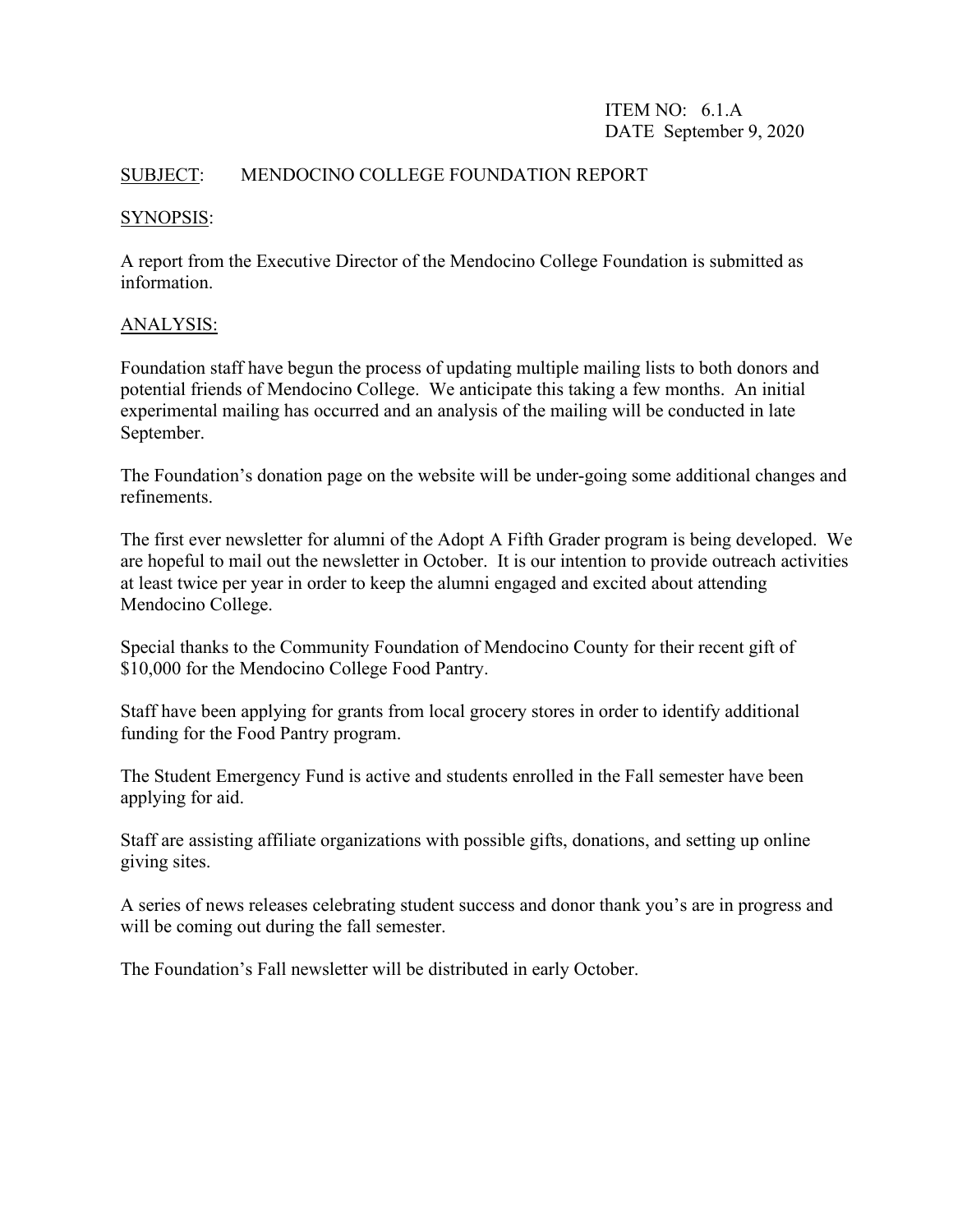ITEM NO: 6.1.A
DATE September 9, 2020

SUBJECT: MENDOCINO COLLEGE FOUNDATION REPORT

SYNOPSIS:

A report from the Executive Director of the Mendocino College Foundation is submitted as information.

ANALYSIS:

Foundation staff have begun the process of updating multiple mailing lists to both donors and potential friends of Mendocino College. We anticipate this taking a few months. An initial experimental mailing has occurred and an analysis of the mailing will be conducted in late September.

The Foundation's donation page on the website will be under-going some additional changes and refinements.

The first ever newsletter for alumni of the Adopt A Fifth Grader program is being developed. We are hopeful to mail out the newsletter in October. It is our intention to provide outreach activities at least twice per year in order to keep the alumni engaged and excited about attending Mendocino College.

Special thanks to the Community Foundation of Mendocino County for their recent gift of $10,000 for the Mendocino College Food Pantry.

Staff have been applying for grants from local grocery stores in order to identify additional funding for the Food Pantry program.

The Student Emergency Fund is active and students enrolled in the Fall semester have been applying for aid.

Staff are assisting affiliate organizations with possible gifts, donations, and setting up online giving sites.

A series of news releases celebrating student success and donor thank you's are in progress and will be coming out during the fall semester.

The Foundation's Fall newsletter will be distributed in early October.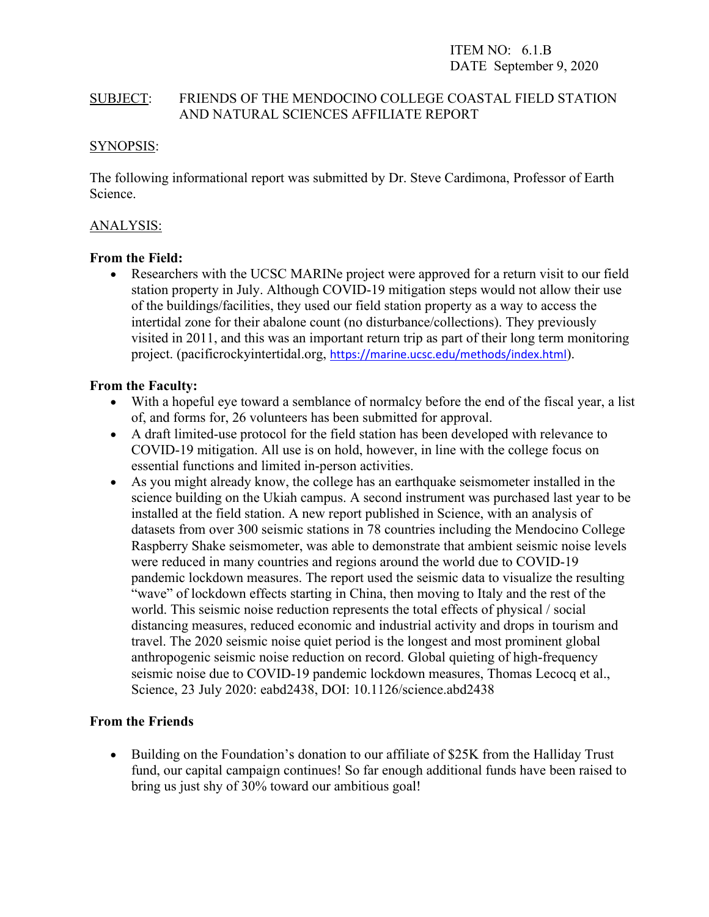ITEM NO: 6.1.B
DATE September 9, 2020

SUBJECT: FRIENDS OF THE MENDOCINO COLLEGE COASTAL FIELD STATION AND NATURAL SCIENCES AFFILIATE REPORT

SYNOPSIS:

The following informational report was submitted by Dr. Steve Cardimona, Professor of Earth Science.

ANALYSIS:

**From the Field:**

- Researchers with the UCSC MARINe project were approved for a return visit to our field station property in July. Although COVID-19 mitigation steps would not allow their use of the buildings/facilities, they used our field station property as a way to access the intertidal zone for their abalone count (no disturbance/collections). They previously visited in 2011, and this was an important return trip as part of their long term monitoring project. (pacificrockyintertidal.org, https://marine.ucsc.edu/methods/index.html).

**From the Faculty:**

- With a hopeful eye toward a semblance of normalcy before the end of the fiscal year, a list of, and forms for, 26 volunteers has been submitted for approval.
- A draft limited-use protocol for the field station has been developed with relevance to COVID-19 mitigation. All use is on hold, however, in line with the college focus on essential functions and limited in-person activities.
- As you might already know, the college has an earthquake seismometer installed in the science building on the Ukiah campus. A second instrument was purchased last year to be installed at the field station. A new report published in Science, with an analysis of datasets from over 300 seismic stations in 78 countries including the Mendocino College Raspberry Shake seismometer, was able to demonstrate that ambient seismic noise levels were reduced in many countries and regions around the world due to COVID-19 pandemic lockdown measures. The report used the seismic data to visualize the resulting "wave" of lockdown effects starting in China, then moving to Italy and the rest of the world. This seismic noise reduction represents the total effects of physical / social distancing measures, reduced economic and industrial activity and drops in tourism and travel. The 2020 seismic noise quiet period is the longest and most prominent global anthropogenic seismic noise reduction on record. Global quieting of high-frequency seismic noise due to COVID-19 pandemic lockdown measures, Thomas Lecocq et al., Science, 23 July 2020: eabd2438, DOI: 10.1126/science.abd2438

**From the Friends**

- Building on the Foundation's donation to our affiliate of $25K from the Halliday Trust fund, our capital campaign continues! So far enough additional funds have been raised to bring us just shy of 30% toward our ambitious goal!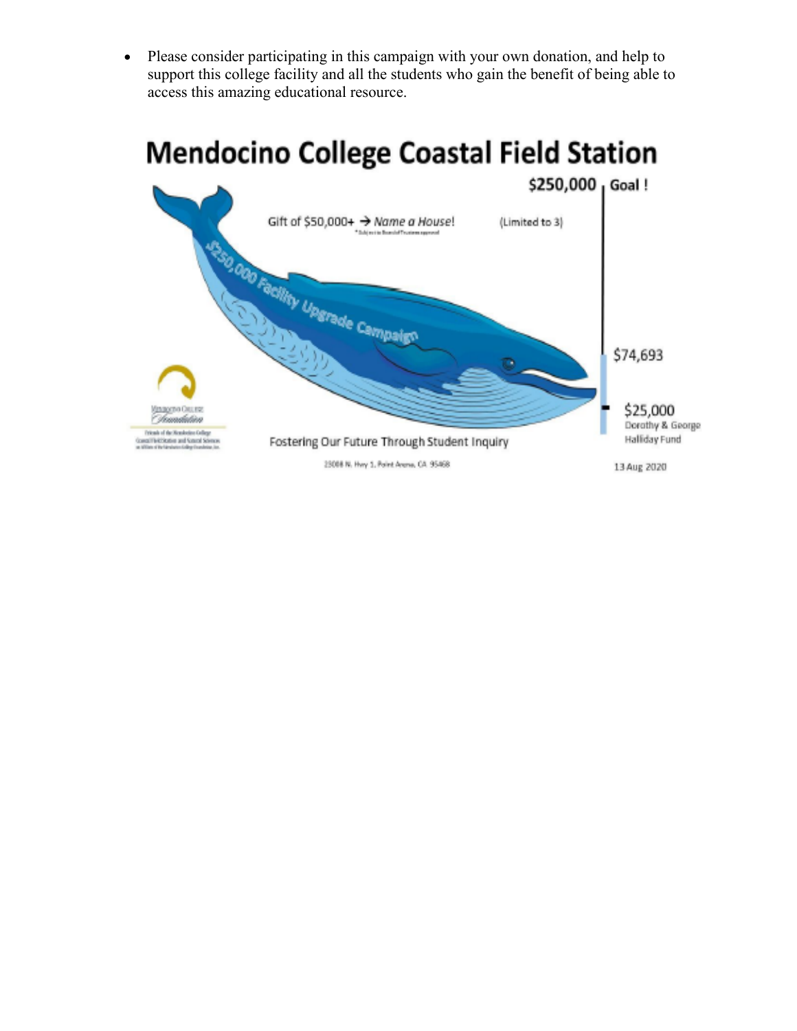- Please consider participating in this campaign with your own donation, and help to support this college facility and all the students who gain the benefit of being able to access this amazing educational resource.

# Mendocino College Coastal Field Station

$250,000 Goal !

Gift of $50,000+ → *Name a House!* (Limited to 3)

$250,000 Facility Upgrade Campaign

$74,693

$25,000 Dorothy & George Halliday Fund

Fostering Our Future Through Student Inquiry

13 Aug 2020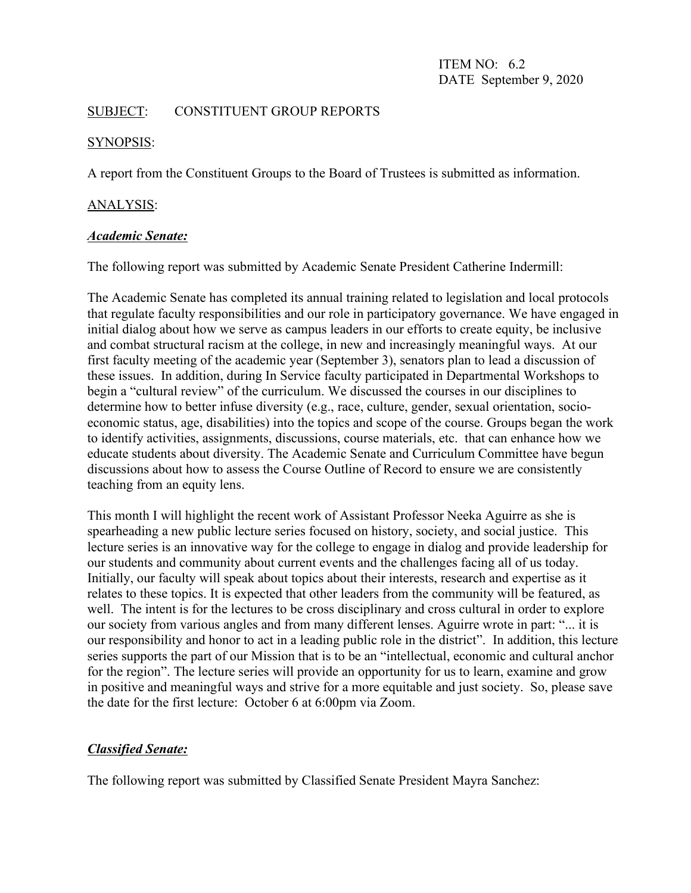ITEM NO: 6.2
DATE September 9, 2020

<u>SUBJECT</u>: CONSTITUENT GROUP REPORTS

<u>SYNOPSIS</u>:

A report from the Constituent Groups to the Board of Trustees is submitted as information.

<u>ANALYSIS</u>:

***Academic Senate:***

The following report was submitted by Academic Senate President Catherine Indermill:

The Academic Senate has completed its annual training related to legislation and local protocols that regulate faculty responsibilities and our role in participatory governance. We have engaged in initial dialog about how we serve as campus leaders in our efforts to create equity, be inclusive and combat structural racism at the college, in new and increasingly meaningful ways. At our first faculty meeting of the academic year (September 3), senators plan to lead a discussion of these issues. In addition, during In Service faculty participated in Departmental Workshops to begin a "cultural review" of the curriculum. We discussed the courses in our disciplines to determine how to better infuse diversity (e.g., race, culture, gender, sexual orientation, socio-economic status, age, disabilities) into the topics and scope of the course. Groups began the work to identify activities, assignments, discussions, course materials, etc. that can enhance how we educate students about diversity. The Academic Senate and Curriculum Committee have begun discussions about how to assess the Course Outline of Record to ensure we are consistently teaching from an equity lens.

This month I will highlight the recent work of Assistant Professor Neeka Aguirre as she is spearheading a new public lecture series focused on history, society, and social justice. This lecture series is an innovative way for the college to engage in dialog and provide leadership for our students and community about current events and the challenges facing all of us today. Initially, our faculty will speak about topics about their interests, research and expertise as it relates to these topics. It is expected that other leaders from the community will be featured, as well. The intent is for the lectures to be cross disciplinary and cross cultural in order to explore our society from various angles and from many different lenses. Aguirre wrote in part: "... it is our responsibility and honor to act in a leading public role in the district". In addition, this lecture series supports the part of our Mission that is to be an "intellectual, economic and cultural anchor for the region". The lecture series will provide an opportunity for us to learn, examine and grow in positive and meaningful ways and strive for a more equitable and just society. So, please save the date for the first lecture: October 6 at 6:00pm via Zoom.

***Classified Senate:***

The following report was submitted by Classified Senate President Mayra Sanchez: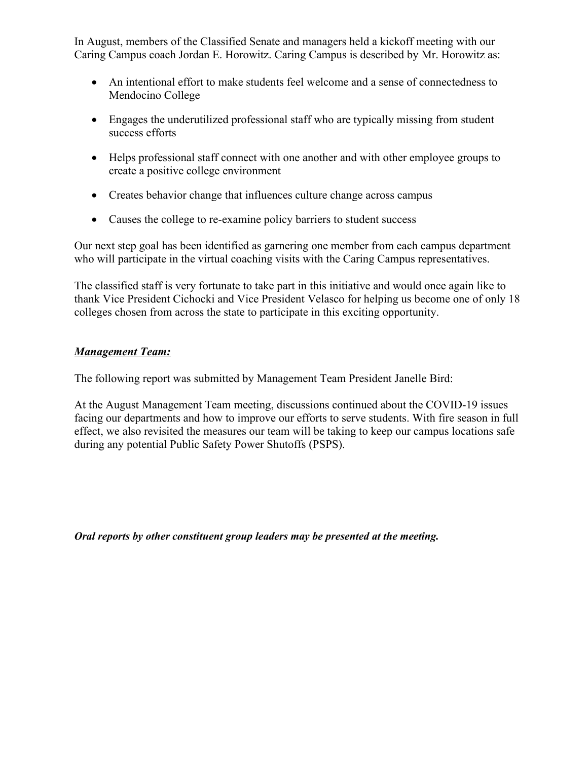In August, members of the Classified Senate and managers held a kickoff meeting with our Caring Campus coach Jordan E. Horowitz. Caring Campus is described by Mr. Horowitz as:

- An intentional effort to make students feel welcome and a sense of connectedness to Mendocino College
- Engages the underutilized professional staff who are typically missing from student success efforts
- Helps professional staff connect with one another and with other employee groups to create a positive college environment
- Creates behavior change that influences culture change across campus
- Causes the college to re-examine policy barriers to student success

Our next step goal has been identified as garnering one member from each campus department who will participate in the virtual coaching visits with the Caring Campus representatives.

The classified staff is very fortunate to take part in this initiative and would once again like to thank Vice President Cichocki and Vice President Velasco for helping us become one of only 18 colleges chosen from across the state to participate in this exciting opportunity.

***Management Team:***

The following report was submitted by Management Team President Janelle Bird:

At the August Management Team meeting, discussions continued about the COVID-19 issues facing our departments and how to improve our efforts to serve students. With fire season in full effect, we also revisited the measures our team will be taking to keep our campus locations safe during any potential Public Safety Power Shutoffs (PSPS).

***Oral reports by other constituent group leaders may be presented at the meeting.***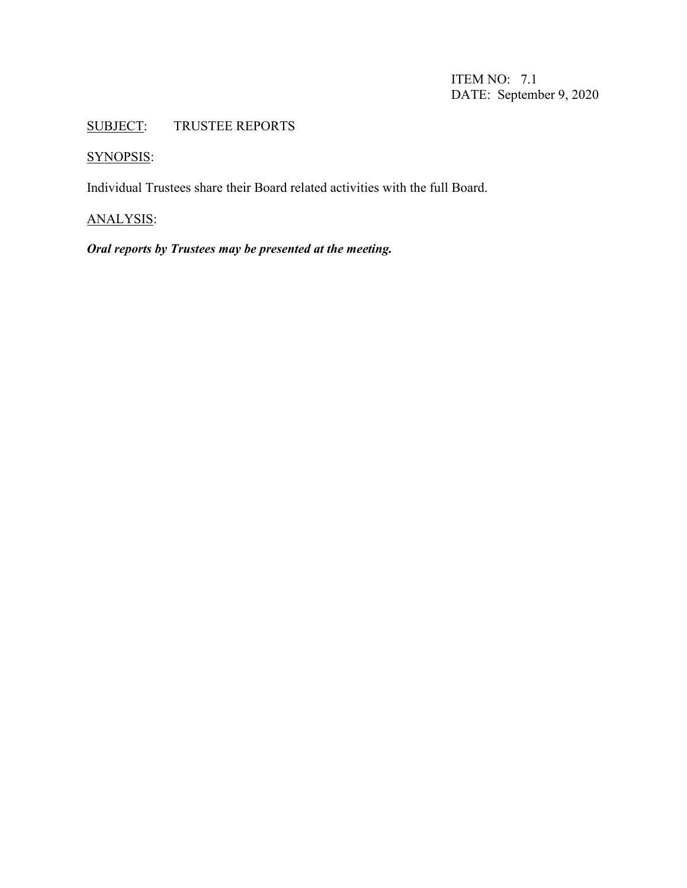ITEM NO: 7.1
DATE: September 9, 2020

<u>SUBJECT</u>: TRUSTEE REPORTS

<u>SYNOPSIS</u>:

Individual Trustees share their Board related activities with the full Board.

<u>ANALYSIS</u>:

***Oral reports by Trustees may be presented at the meeting.***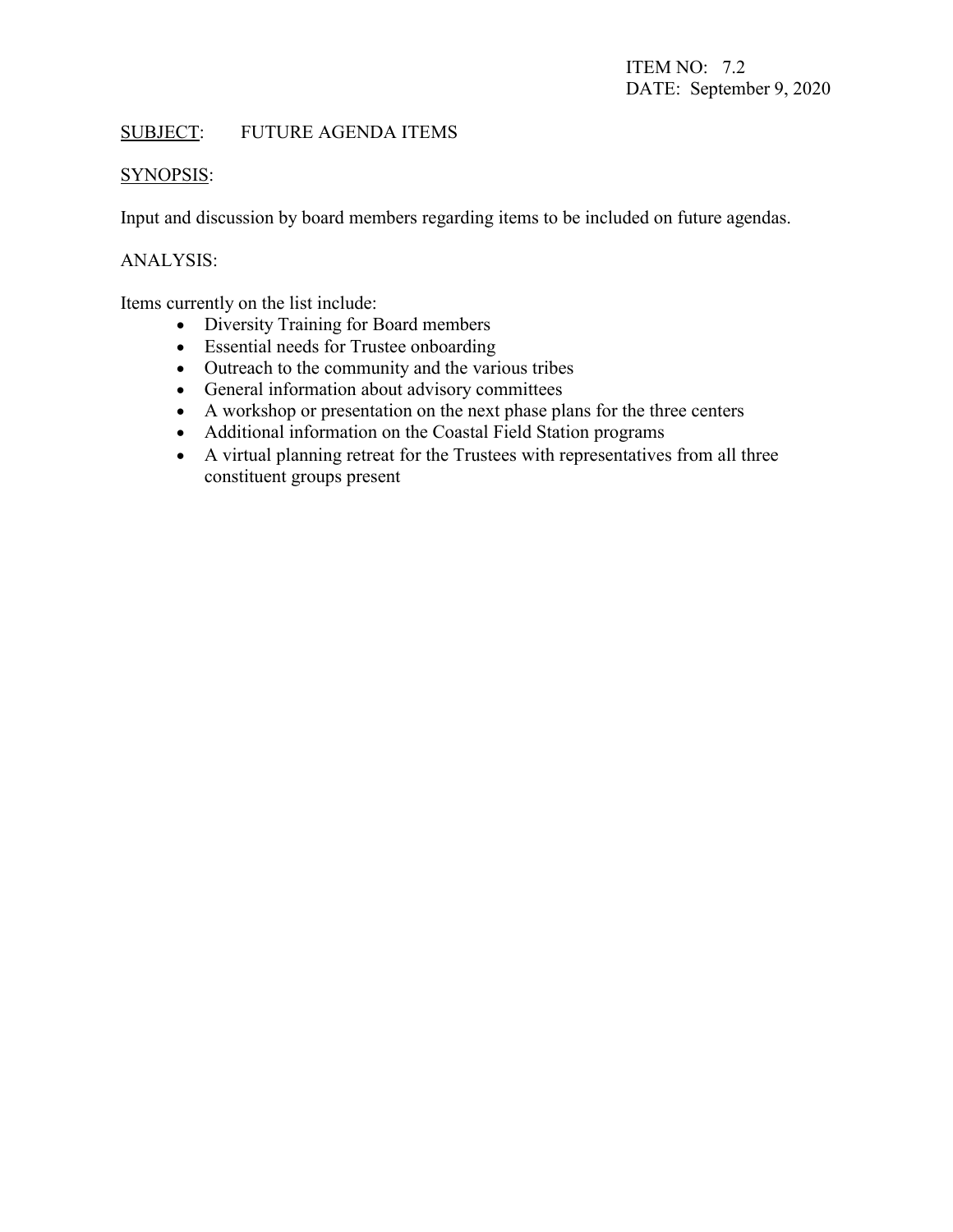ITEM NO: 7.2
DATE: September 9, 2020

SUBJECT: FUTURE AGENDA ITEMS

SYNOPSIS:

Input and discussion by board members regarding items to be included on future agendas.

ANALYSIS:

Items currently on the list include:

- Diversity Training for Board members
- Essential needs for Trustee onboarding
- Outreach to the community and the various tribes
- General information about advisory committees
- A workshop or presentation on the next phase plans for the three centers
- Additional information on the Coastal Field Station programs
- A virtual planning retreat for the Trustees with representatives from all three constituent groups present